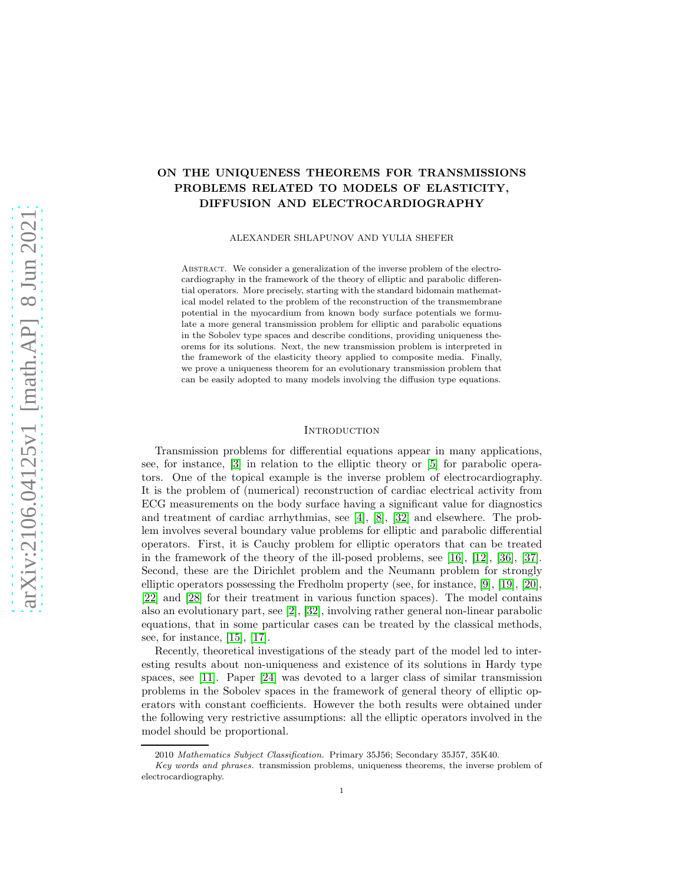# ON THE UNIQUENESS THEOREMS FOR TRANSMISSIONS PROBLEMS RELATED TO MODELS OF ELASTICITY, DIFFUSION AND ELECTROCARDIOGRAPHY

ALEXANDER SHLAPUNOV AND YULIA SHEFER

Abstract. We consider a generalization of the inverse problem of the electrocardiography in the framework of the theory of elliptic and parabolic differential operators. More precisely, starting with the standard bidomain mathematical model related to the problem of the reconstruction of the transmembrane potential in the myocardium from known body surface potentials we formulate a more general transmission problem for elliptic and parabolic equations in the Sobolev type spaces and describe conditions, providing uniqueness theorems for its solutions. Next, the new transmission problem is interpreted in the framework of the elasticity theory applied to composite media. Finally, we prove a uniqueness theorem for an evolutionary transmission problem that can be easily adopted to many models involving the diffusion type equations.

## Introduction

Transmission problems for differential equations appear in many applications, see, for instance, [3] in relation to the elliptic theory or [5] for parabolic operators. One of the topical example is the inverse problem of electrocardiography. It is the problem of (numerical) reconstruction of cardiac electrical activity from ECG measurements on the body surface having a significant value for diagnostics and treatment of cardiac arrhythmias, see [4], [8], [32] and elsewhere. The problem involves several boundary value problems for elliptic and parabolic differential operators. First, it is Cauchy problem for elliptic operators that can be treated in the framework of the theory of the ill-posed problems, see [16], [12], [36], [37]. Second, these are the Dirichlet problem and the Neumann problem for strongly elliptic operators possessing the Fredholm property (see, for instance, [9], [19], [20], [22] and [28] for their treatment in various function spaces). The model contains also an evolutionary part, see [2], [32], involving rather general non-linear parabolic equations, that in some particular cases can be treated by the classical methods, see, for instance, [15], [17].

Recently, theoretical investigations of the steady part of the model led to interesting results about non-uniqueness and existence of its solutions in Hardy type spaces, see [11]. Paper [24] was devoted to a larger class of similar transmission problems in the Sobolev spaces in the framework of general theory of elliptic operators with constant coefficients. However the both results were obtained under the following very restrictive assumptions: all the elliptic operators involved in the model should be proportional.

2010 *Mathematics Subject Classification.* Primary 35J56; Secondary 35J57, 35K40.

*Key words and phrases.* transmission problems, uniqueness theorems, the inverse problem of electrocardiography.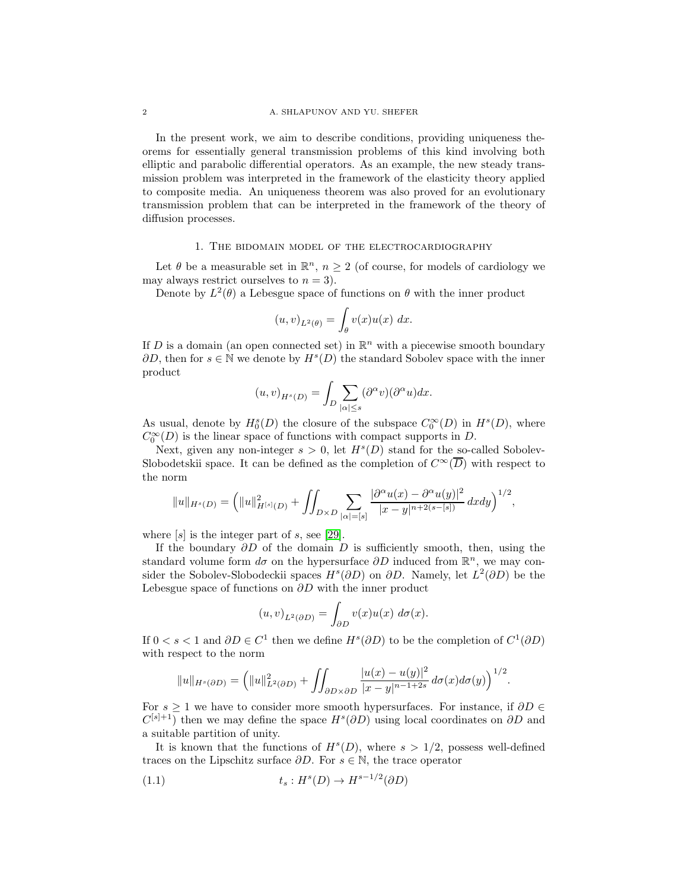In the present work, we aim to describe conditions, providing uniqueness theorems for essentially general transmission problems of this kind involving both elliptic and parabolic differential operators. As an example, the new steady transmission problem was interpreted in the framework of the elasticity theory applied to composite media. An uniqueness theorem was also proved for an evolutionary transmission problem that can be interpreted in the framework of the theory of diffusion processes.

## 1. The bidomain model of the electrocardiography

Let $\theta$ be a measurable set in $\mathbb{R}^n$, $n \geq 2$ (of course, for models of cardiology we may always restrict ourselves to $n = 3$).

Denote by $L^2(\theta)$ a Lebesgue space of functions on $\theta$ with the inner product

$$(u, v)_{L^2(\theta)} = \int_\theta v(x)u(x) \, dx.$$

If $D$ is a domain (an open connected set) in $\mathbb{R}^n$ with a piecewise smooth boundary $\partial D$, then for $s \in \mathbb{N}$ we denote by $H^s(D)$ the standard Sobolev space with the inner product

$$(u, v)_{H^s(D)} = \int_D \sum_{|\alpha| \leq s} (\partial^\alpha v)(\partial^\alpha u) dx.$$

As usual, denote by $H^s_0(D)$ the closure of the subspace $C^\infty_0(D)$ in $H^s(D)$, where $C^\infty_0(D)$ is the linear space of functions with compact supports in $D$.

Next, given any non-integer $s > 0$, let $H^s(D)$ stand for the so-called Sobolev-Slobodetskii space. It can be defined as the completion of $C^\infty(\overline{D})$ with respect to the norm

$$\|u\|_{H^s(D)} = \Big( \|u\|^2_{H^{[s]}(D)} + \iint_{D \times D} \sum_{|\alpha| = [s]} \frac{|\partial^\alpha u(x) - \partial^\alpha u(y)|^2}{|x - y|^{n + 2(s - [s])}} \, dx dy \Big)^{1/2},$$

where $[s]$ is the integer part of $s$, see [29].

If the boundary $\partial D$ of the domain $D$ is sufficiently smooth, then, using the standard volume form $d\sigma$ on the hypersurface $\partial D$ induced from $\mathbb{R}^n$, we may consider the Sobolev-Slobodeckii spaces $H^s(\partial D)$ on $\partial D$. Namely, let $L^2(\partial D)$ be the Lebesgue space of functions on $\partial D$ with the inner product

$$(u, v)_{L^2(\partial D)} = \int_{\partial D} v(x)u(x) \, d\sigma(x).$$

If $0 < s < 1$ and $\partial D \in C^1$ then we define $H^s(\partial D)$ to be the completion of $C^1(\partial D)$ with respect to the norm

$$\|u\|_{H^s(\partial D)} = \Big( \|u\|^2_{L^2(\partial D)} + \iint_{\partial D \times \partial D} \frac{|u(x) - u(y)|^2}{|x - y|^{n - 1 + 2s}} \, d\sigma(x) d\sigma(y) \Big)^{1/2}.$$

For $s \geq 1$ we have to consider more smooth hypersurfaces. For instance, if $\partial D \in C^{[s]+1}$ then we may define the space $H^s(\partial D)$ using local coordinates on $\partial D$ and a suitable partition of unity.

It is known that the functions of $H^s(D)$, where $s > 1/2$, possess well-defined traces on the Lipschitz surface $\partial D$. For $s \in \mathbb{N}$, the trace operator

$$t_s : H^s(D) \to H^{s-1/2}(\partial D) \tag{1.1}$$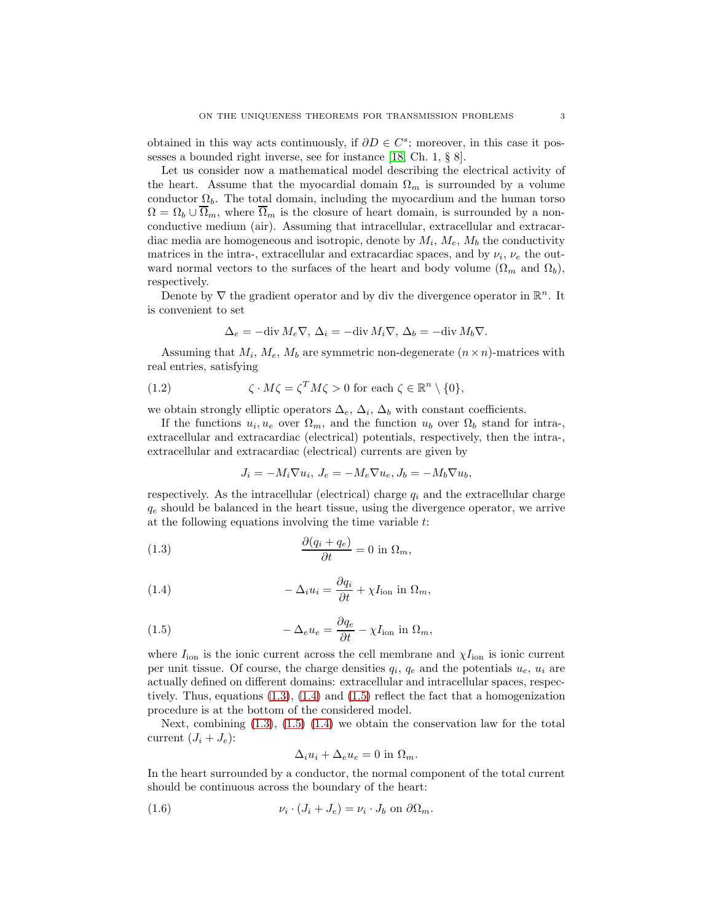obtained in this way acts continuously, if $\partial D \in C^s$; moreover, in this case it possesses a bounded right inverse, see for instance [18, Ch. 1, § 8].

Let us consider now a mathematical model describing the electrical activity of the heart. Assume that the myocardial domain $\Omega_m$ is surrounded by a volume conductor $\Omega_b$. The total domain, including the myocardium and the human torso $\Omega = \Omega_b \cup \overline{\Omega}_m$, where $\overline{\Omega}_m$ is the closure of heart domain, is surrounded by a non-conductive medium (air). Assuming that intracellular, extracellular and extracardiac media are homogeneous and isotropic, denote by $M_i$, $M_e$, $M_b$ the conductivity matrices in the intra-, extracellular and extracardiac spaces, and by $\nu_i$, $\nu_e$ the outward normal vectors to the surfaces of the heart and body volume ($\Omega_m$ and $\Omega_b$), respectively.

Denote by $\nabla$ the gradient operator and by div the divergence operator in $\mathbb{R}^n$. It is convenient to set

$$\Delta_e = -\mathrm{div}\, M_e \nabla,\ \Delta_i = -\mathrm{div}\, M_i \nabla,\ \Delta_b = -\mathrm{div}\, M_b \nabla.$$

Assuming that $M_i$, $M_e$, $M_b$ are symmetric non-degenerate $(n \times n)$-matrices with real entries, satisfying

$$\zeta \cdot M\zeta = \zeta^T M\zeta > 0 \text{ for each } \zeta \in \mathbb{R}^n \setminus \{0\}, \tag{1.2}$$

we obtain strongly elliptic operators $\Delta_e$, $\Delta_i$, $\Delta_b$ with constant coefficients.

If the functions $u_i, u_e$ over $\Omega_m$, and the function $u_b$ over $\Omega_b$ stand for intra-, extracellular and extracardiac (electrical) potentials, respectively, then the intra-, extracellular and extracardiac (electrical) currents are given by

$$J_i = -M_i \nabla u_i,\ J_e = -M_e \nabla u_e, J_b = -M_b \nabla u_b,$$

respectively. As the intracellular (electrical) charge $q_i$ and the extracellular charge $q_e$ should be balanced in the heart tissue, using the divergence operator, we arrive at the following equations involving the time variable $t$:

$$\frac{\partial (q_i + q_e)}{\partial t} = 0 \text{ in } \Omega_m, \tag{1.3}$$

$$-\Delta_i u_i = \frac{\partial q_i}{\partial t} + \chi I_{\text{ion}} \text{ in } \Omega_m, \tag{1.4}$$

$$-\Delta_e u_e = \frac{\partial q_e}{\partial t} - \chi I_{\text{ion}} \text{ in } \Omega_m, \tag{1.5}$$

where $I_{\text{ion}}$ is the ionic current across the cell membrane and $\chi I_{\text{ion}}$ is ionic current per unit tissue. Of course, the charge densities $q_i$, $q_e$ and the potentials $u_e$, $u_i$ are actually defined on different domains: extracellular and intracellular spaces, respectively. Thus, equations (1.3), (1.4) and (1.5) reflect the fact that a homogenization procedure is at the bottom of the considered model.

Next, combining (1.3), (1.5) (1.4) we obtain the conservation law for the total current $(J_i + J_e)$:

$$\Delta_i u_i + \Delta_e u_e = 0 \text{ in } \Omega_m.$$

In the heart surrounded by a conductor, the normal component of the total current should be continuous across the boundary of the heart:

$$\nu_i \cdot (J_i + J_e) = \nu_i \cdot J_b \text{ on } \partial\Omega_m. \tag{1.6}$$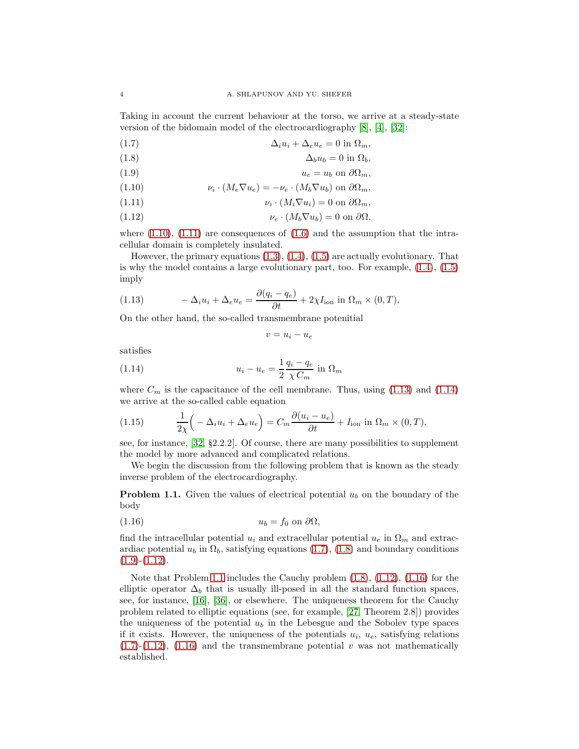Taking in account the current behaviour at the torso, we arrive at a steady-state version of the bidomain model of the electrocardiography [8], [4], [32]:

$$\Delta_i u_i + \Delta_e u_e = 0 \text{ in } \Omega_m, \tag{1.7}$$

$$\Delta_b u_b = 0 \text{ in } \Omega_b, \tag{1.8}$$

$$u_e = u_b \text{ on } \partial\Omega_m, \tag{1.9}$$

$$\nu_i \cdot (M_e \nabla u_e) = -\nu_e \cdot (M_b \nabla u_b) \text{ on } \partial\Omega_m, \tag{1.10}$$

$$\nu_i \cdot (M_i \nabla u_i) = 0 \text{ on } \partial\Omega_m, \tag{1.11}$$

$$\nu_e \cdot (M_b \nabla u_b) = 0 \text{ on } \partial\Omega, \tag{1.12}$$

where (1.10), (1.11) are consequences of (1.6) and the assumption that the intracellular domain is completely insulated.

However, the primary equations (1.3), (1.4), (1.5) are actually evolutionary. That is why the model contains a large evolutionary part, too. For example, (1.4), (1.5) imply

$$-\Delta_i u_i + \Delta_e u_e = \frac{\partial (q_i - q_e)}{\partial t} + 2\chi I_{\text{ion}} \text{ in } \Omega_m \times (0,T), \tag{1.13}$$

On the other hand, the so-called transmembrane poteniital

$$v = u_i - u_e$$

satisfies

$$u_i - u_e = \frac{1}{2} \frac{q_i - q_e}{\chi\, C_m} \text{ in } \Omega_m \tag{1.14}$$

where $C_m$ is the capacitance of the cell membrane. Thus, using (1.13) and (1.14) we arrive at the so-called cable equation

$$\frac{1}{2\chi}\Big( -\Delta_i u_i + \Delta_e u_e \Big) = C_m \frac{\partial (u_i - u_e)}{\partial t} + I_{\text{ion}} \text{ in } \Omega_m \times (0,T), \tag{1.15}$$

see, for instance, [32, §2.2.2]. Of course, there are many possibilities to supplement the model by more advanced and complicated relations.

We begin the discussion from the following problem that is known as the steady inverse problem of the electrocardiography.

**Problem 1.1.** Given the values of electrical potential $u_b$ on the boundary of the body

$$u_b = f_0 \text{ on } \partial\Omega, \tag{1.16}$$

find the intracellular potential $u_i$ and extracellular potential $u_e$ in $\Omega_m$ and extracardiac potential $u_b$ in $\Omega_b$, satisfying equations (1.7), (1.8) and boundary conditions (1.9)-(1.12).

Note that Problem 1.1 includes the Cauchy problem (1.8), (1.12), (1.16) for the elliptic operator $\Delta_b$ that is usually ill-posed in all the standard function spaces, see, for instance, [16], [36], or elsewhere. The uniqueness theorem for the Cauchy problem related to elliptic equations (see, for example, [27, Theorem 2.8]) provides the uniqueness of the potential $u_b$ in the Lebesgue and the Sobolev type spaces if it exists. However, the uniqueness of the potentials $u_i$, $u_e$, satisfying relations (1.7)-(1.12), (1.16) and the transmembrane potential $v$ was not mathematically established.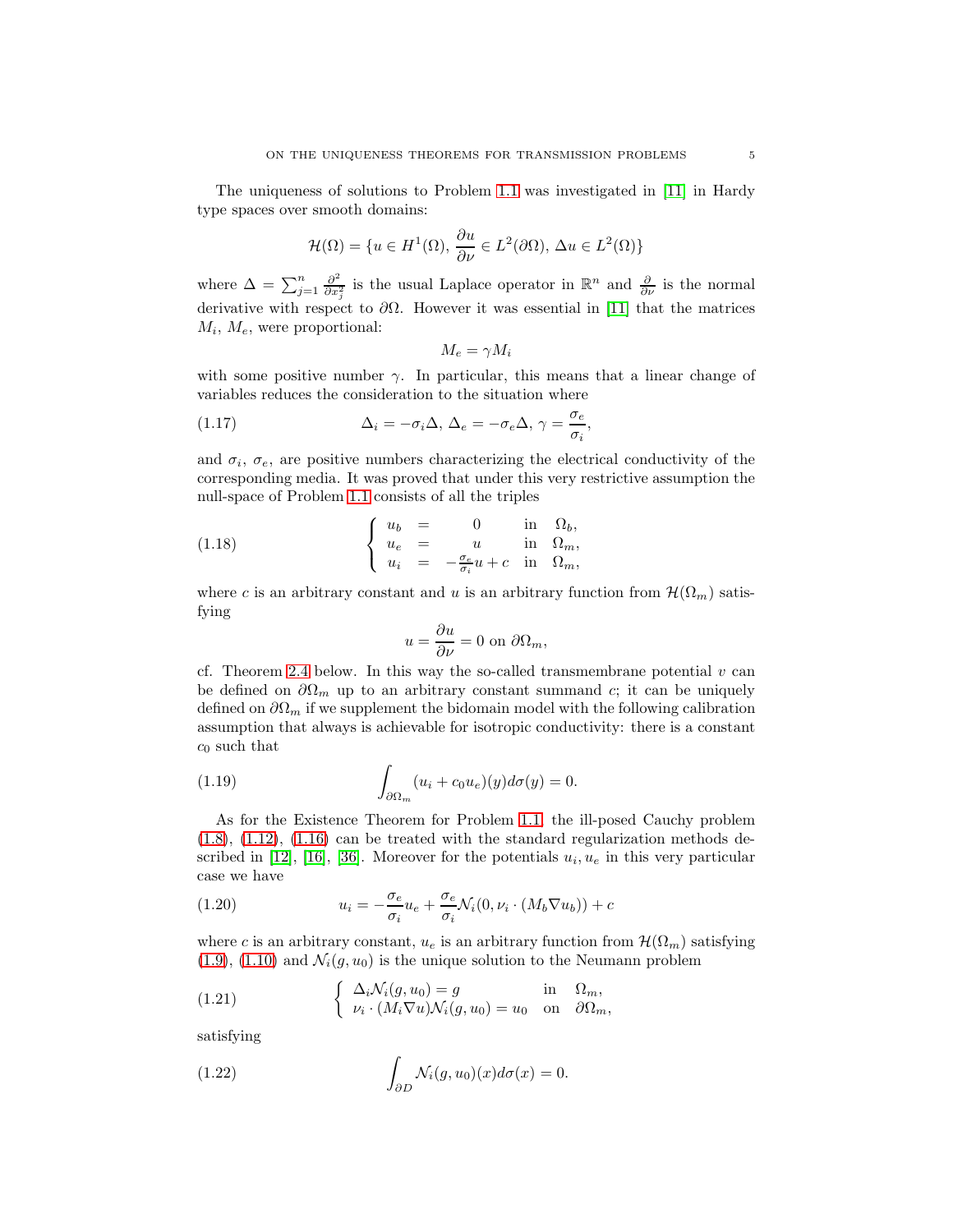The uniqueness of solutions to Problem 1.1 was investigated in [11] in Hardy type spaces over smooth domains:

$$\mathcal{H}(\Omega) = \{u \in H^1(\Omega),\, \frac{\partial u}{\partial \nu} \in L^2(\partial\Omega),\, \Delta u \in L^2(\Omega)\}$$

where $\Delta = \sum_{j=1}^{n} \frac{\partial^2}{\partial x_j^2}$ is the usual Laplace operator in $\mathbb{R}^n$ and $\frac{\partial}{\partial \nu}$ is the normal derivative with respect to $\partial\Omega$. However it was essential in [11] that the matrices $M_i$, $M_e$, were proportional:

$$M_e = \gamma M_i$$

with some positive number $\gamma$. In particular, this means that a linear change of variables reduces the consideration to the situation where

$$\Delta_i = -\sigma_i \Delta,\ \Delta_e = -\sigma_e \Delta,\ \gamma = \frac{\sigma_e}{\sigma_i}, \tag{1.17}$$

and $\sigma_i$, $\sigma_e$, are positive numbers characterizing the electrical conductivity of the corresponding media. It was proved that under this very restrictive assumption the null-space of Problem 1.1 consists of all the triples

$$\left\{ \begin{array}{lcll} u_b & = & 0 & \text{in} \quad \Omega_b, \\ u_e & = & u & \text{in} \quad \Omega_m, \\ u_i & = & -\frac{\sigma_e}{\sigma_i} u + c & \text{in} \quad \Omega_m, \end{array} \right. \tag{1.18}$$

where $c$ is an arbitrary constant and $u$ is an arbitrary function from $\mathcal{H}(\Omega_m)$ satisfying

$$u = \frac{\partial u}{\partial \nu} = 0 \text{ on } \partial\Omega_m,$$

cf. Theorem 2.4 below. In this way the so-called transmembrane potential $v$ can be defined on $\partial\Omega_m$ up to an arbitrary constant summand $c$; it can be uniquely defined on $\partial\Omega_m$ if we supplement the bidomain model with the following calibration assumption that always is achievable for isotropic conductivity: there is a constant $c_0$ such that

$$\int_{\partial\Omega_m} (u_i + c_0 u_e)(y) d\sigma(y) = 0. \tag{1.19}$$

As for the Existence Theorem for Problem 1.1, the ill-posed Cauchy problem (1.8), (1.12), (1.16) can be treated with the standard regularization methods described in [12], [16], [36]. Moreover for the potentials $u_i, u_e$ in this very particular case we have

$$u_i = -\frac{\sigma_e}{\sigma_i} u_e + \frac{\sigma_e}{\sigma_i} \mathcal{N}_i(0, \nu_i \cdot (M_b \nabla u_b)) + c \tag{1.20}$$

where $c$ is an arbitrary constant, $u_e$ is an arbitrary function from $\mathcal{H}(\Omega_m)$ satisfying (1.9), (1.10) and $\mathcal{N}_i(g, u_0)$ is the unique solution to the Neumann problem

$$\left\{ \begin{array}{ll} \Delta_i \mathcal{N}_i(g, u_0) = g & \text{in} \quad \Omega_m, \\ \nu_i \cdot (M_i \nabla u) \mathcal{N}_i(g, u_0) = u_0 & \text{on} \quad \partial\Omega_m, \end{array} \right. \tag{1.21}$$

satisfying

$$\int_{\partial D} \mathcal{N}_i(g, u_0)(x) d\sigma(x) = 0. \tag{1.22}$$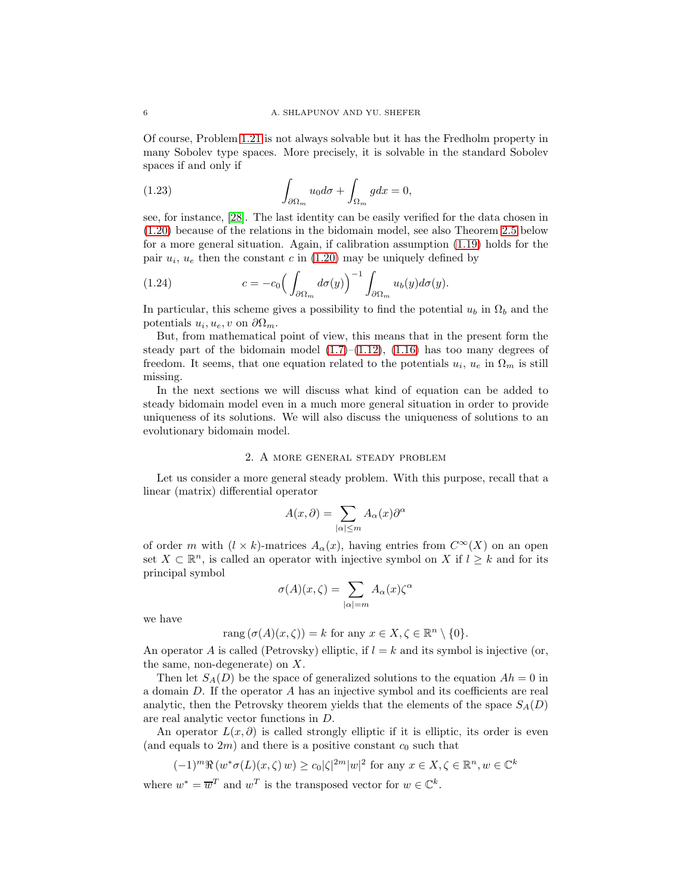Of course, Problem 1.21 is not always solvable but it has the Fredholm property in many Sobolev type spaces. More precisely, it is solvable in the standard Sobolev spaces if and only if

$$\int_{\partial\Omega_m} u_0 d\sigma + \int_{\Omega_m} g dx = 0, \tag{1.23}$$

see, for instance, [28]. The last identity can be easily verified for the data chosen in (1.20) because of the relations in the bidomain model, see also Theorem 2.5 below for a more general situation. Again, if calibration assumption (1.19) holds for the pair $u_i$, $u_e$ then the constant $c$ in (1.20) may be uniquely defined by

$$c = -c_0 \Big( \int_{\partial\Omega_m} d\sigma(y) \Big)^{-1} \int_{\partial\Omega_m} u_b(y) d\sigma(y). \tag{1.24}$$

In particular, this scheme gives a possibility to find the potential $u_b$ in $\Omega_b$ and the potentials $u_i, u_e, v$ on $\partial\Omega_m$.

But, from mathematical point of view, this means that in the present form the steady part of the bidomain model (1.7)–(1.12), (1.16) has too many degrees of freedom. It seems, that one equation related to the potentials $u_i$, $u_e$ in $\Omega_m$ is still missing.

In the next sections we will discuss what kind of equation can be added to steady bidomain model even in a much more general situation in order to provide uniqueness of its solutions. We will also discuss the uniqueness of solutions to an evolutionary bidomain model.

## 2. A more general steady problem

Let us consider a more general steady problem. With this purpose, recall that a linear (matrix) differential operator

$$A(x, \partial) = \sum_{|\alpha| \le m} A_\alpha(x) \partial^\alpha$$

of order $m$ with $(l \times k)$-matrices $A_\alpha(x)$, having entries from $C^\infty(X)$ on an open set $X \subset \mathbb{R}^n$, is called an operator with injective symbol on $X$ if $l \ge k$ and for its principal symbol

$$\sigma(A)(x, \zeta) = \sum_{|\alpha| = m} A_\alpha(x) \zeta^\alpha$$

we have

$$\text{rang}\,(\sigma(A)(x, \zeta)) = k \text{ for any } x \in X, \zeta \in \mathbb{R}^n \setminus \{0\}.$$

An operator $A$ is called (Petrovsky) elliptic, if $l = k$ and its symbol is injective (or, the same, non-degenerate) on $X$.

Then let $S_A(D)$ be the space of generalized solutions to the equation $Ah = 0$ in a domain $D$. If the operator $A$ has an injective symbol and its coefficients are real analytic, then the Petrovsky theorem yields that the elements of the space $S_A(D)$ are real analytic vector functions in $D$.

An operator $L(x, \partial)$ is called strongly elliptic if it is elliptic, its order is even (and equals to $2m$) and there is a positive constant $c_0$ such that

$$(-1)^m \Re\, (w^* \sigma(L)(x, \zeta)\, w) \ge c_0 |\zeta|^{2m} |w|^2 \text{ for any } x \in X, \zeta \in \mathbb{R}^n, w \in \mathbb{C}^k$$

where $w^* = \overline{w}^T$ and $w^T$ is the transposed vector for $w \in \mathbb{C}^k$.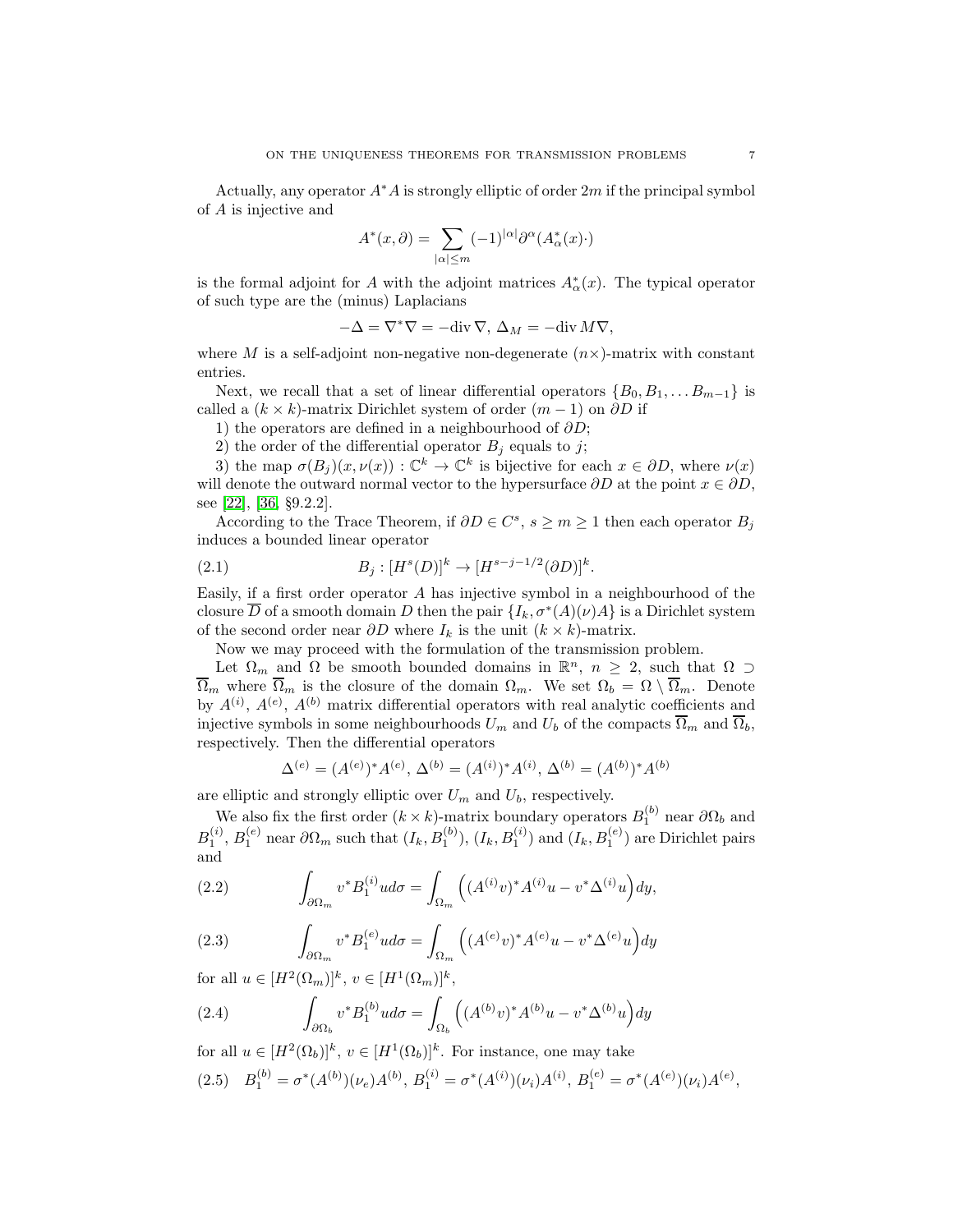Actually, any operator $A^*A$ is strongly elliptic of order $2m$ if the principal symbol of $A$ is injective and

$$A^*(x, \partial) = \sum_{|\alpha| \le m} (-1)^{|\alpha|} \partial^\alpha (A^*_\alpha(x) \cdot)$$

is the formal adjoint for $A$ with the adjoint matrices $A^*_\alpha(x)$. The typical operator of such type are the (minus) Laplacians

$$-\Delta = \nabla^* \nabla = -\mathrm{div}\, \nabla,\ \Delta_M = -\mathrm{div}\, M \nabla,$$

where $M$ is a self-adjoint non-negative non-degenerate $(n\times)$-matrix with constant entries.

Next, we recall that a set of linear differential operators $\{B_0, B_1, \dots B_{m-1}\}$ is called a $(k \times k)$-matrix Dirichlet system of order $(m-1)$ on $\partial D$ if

1) the operators are defined in a neighbourhood of $\partial D$;

2) the order of the differential operator $B_j$ equals to $j$;

3) the map $\sigma(B_j)(x, \nu(x)) : \mathbb{C}^k \to \mathbb{C}^k$ is bijective for each $x \in \partial D$, where $\nu(x)$ will denote the outward normal vector to the hypersurface $\partial D$ at the point $x \in \partial D$, see [22], [36, §9.2.2].

According to the Trace Theorem, if $\partial D \in C^s$, $s \ge m \ge 1$ then each operator $B_j$ induces a bounded linear operator

$$B_j : [H^s(D)]^k \to [H^{s-j-1/2}(\partial D)]^k. \tag{2.1}$$

Easily, if a first order operator $A$ has injective symbol in a neighbourhood of the closure $\overline{D}$ of a smooth domain $D$ then the pair $\{I_k, \sigma^*(A)(\nu)A\}$ is a Dirichlet system of the second order near $\partial D$ where $I_k$ is the unit $(k \times k)$-matrix.

Now we may proceed with the formulation of the transmission problem.

Let $\Omega_m$ and $\Omega$ be smooth bounded domains in $\mathbb{R}^n$, $n \ge 2$, such that $\Omega \supset \overline{\Omega}_m$ where $\overline{\Omega}_m$ is the closure of the domain $\Omega_m$. We set $\Omega_b = \Omega \setminus \overline{\Omega}_m$. Denote by $A^{(i)}$, $A^{(e)}$, $A^{(b)}$ matrix differential operators with real analytic coefficients and injective symbols in some neighbourhoods $U_m$ and $U_b$ of the compacts $\overline{\Omega}_m$ and $\overline{\Omega}_b$, respectively. Then the differential operators

$$\Delta^{(e)} = (A^{(e)})^* A^{(e)},\ \Delta^{(b)} = (A^{(i)})^* A^{(i)},\ \Delta^{(b)} = (A^{(b)})^* A^{(b)}$$

are elliptic and strongly elliptic over $U_m$ and $U_b$, respectively.

We also fix the first order $(k \times k)$-matrix boundary operators $B_1^{(b)}$ near $\partial\Omega_b$ and $B_1^{(i)}$, $B_1^{(e)}$ near $\partial\Omega_m$ such that $(I_k, B_1^{(b)})$, $(I_k, B_1^{(i)})$ and $(I_k, B_1^{(e)})$ are Dirichlet pairs and

$$\int_{\partial\Omega_m} v^* B_1^{(i)} u d\sigma = \int_{\Omega_m} \Big( (A^{(i)} v)^* A^{(i)} u - v^* \Delta^{(i)} u \Big) dy, \tag{2.2}$$

$$\int_{\partial\Omega_m} v^* B_1^{(e)} u d\sigma = \int_{\Omega_m} \Big( (A^{(e)} v)^* A^{(e)} u - v^* \Delta^{(e)} u \Big) dy \tag{2.3}$$

for all $u \in [H^2(\Omega_m)]^k$, $v \in [H^1(\Omega_m)]^k$,

$$\int_{\partial\Omega_b} v^* B_1^{(b)} u d\sigma = \int_{\Omega_b} \Big( (A^{(b)} v)^* A^{(b)} u - v^* \Delta^{(b)} u \Big) dy \tag{2.4}$$

for all $u \in [H^2(\Omega_b)]^k$, $v \in [H^1(\Omega_b)]^k$. For instance, one may take

$$B_1^{(b)} = \sigma^*(A^{(b)})(\nu_e) A^{(b)},\ B_1^{(i)} = \sigma^*(A^{(i)})(\nu_i) A^{(i)},\ B_1^{(e)} = \sigma^*(A^{(e)})(\nu_i) A^{(e)}, \tag{2.5}$$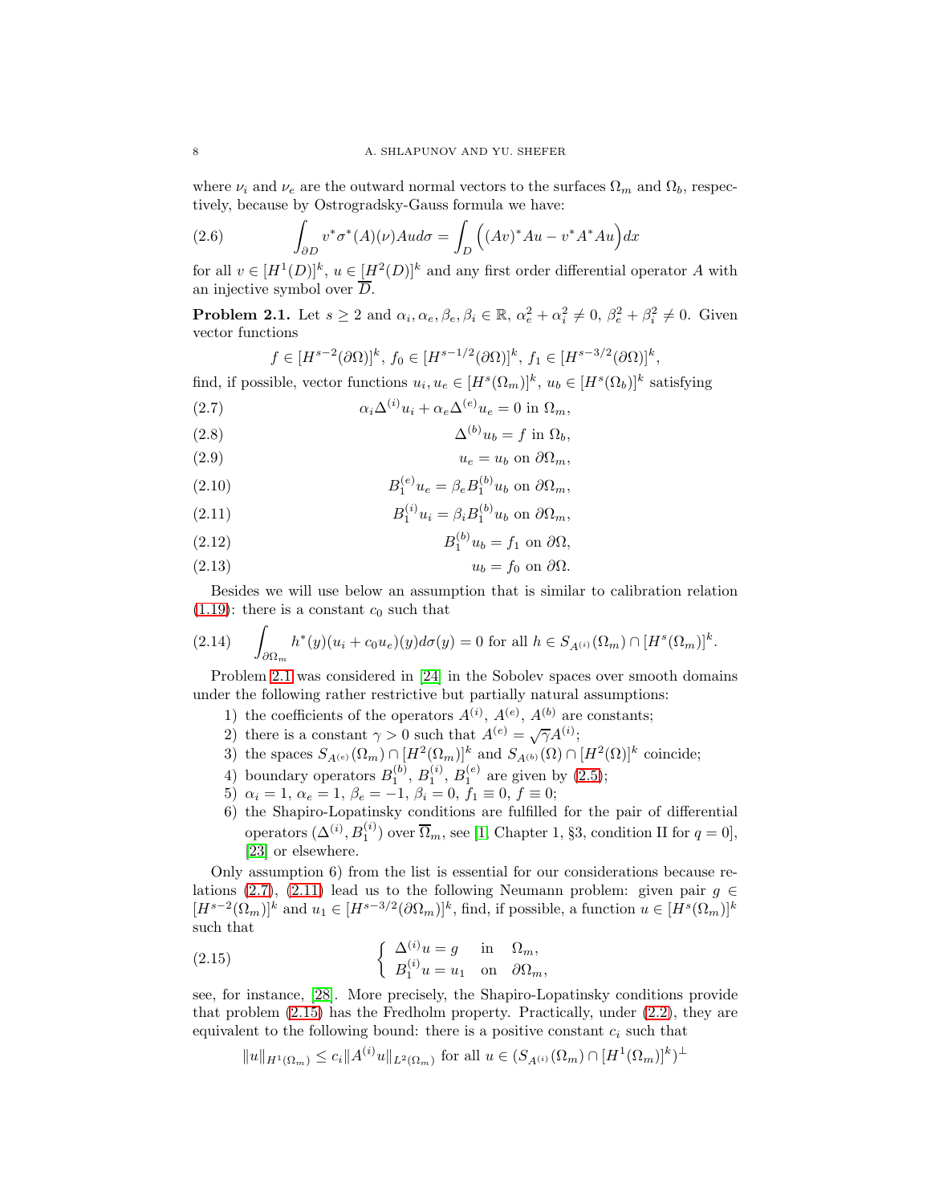where $\nu_i$ and $\nu_e$ are the outward normal vectors to the surfaces $\Omega_m$ and $\Omega_b$, respectively, because by Ostrogradsky-Gauss formula we have:

$$\int_{\partial D} v^* \sigma^*(A)(\nu) A u d\sigma = \int_D \Big( (Av)^* A u - v^* A^* A u \Big) dx \tag{2.6}$$

for all $v \in [H^1(D)]^k$, $u \in [H^2(D)]^k$ and any first order differential operator $A$ with an injective symbol over $\overline{D}$.

**Problem 2.1.** Let $s \geq 2$ and $\alpha_i, \alpha_e, \beta_e, \beta_i \in \mathbb{R}$, $\alpha_e^2 + \alpha_i^2 \neq 0$, $\beta_e^2 + \beta_i^2 \neq 0$. Given vector functions

$$f \in [H^{s-2}(\partial\Omega)]^k, \; f_0 \in [H^{s-1/2}(\partial\Omega)]^k, \; f_1 \in [H^{s-3/2}(\partial\Omega)]^k,$$

find, if possible, vector functions $u_i, u_e \in [H^s(\Omega_m)]^k$, $u_b \in [H^s(\Omega_b)]^k$ satisfying

$$\alpha_i \Delta^{(i)} u_i + \alpha_e \Delta^{(e)} u_e = 0 \text{ in } \Omega_m, \tag{2.7}$$

$$\Delta^{(b)} u_b = f \text{ in } \Omega_b, \tag{2.8}$$

$$u_e = u_b \text{ on } \partial\Omega_m, \tag{2.9}$$

$$B_1^{(e)} u_e = \beta_e B_1^{(b)} u_b \text{ on } \partial\Omega_m, \tag{2.10}$$

$$B_1^{(i)} u_i = \beta_i B_1^{(b)} u_b \text{ on } \partial\Omega_m, \tag{2.11}$$

$$B_1^{(b)} u_b = f_1 \text{ on } \partial\Omega, \tag{2.12}$$

$$u_b = f_0 \text{ on } \partial\Omega. \tag{2.13}$$

Besides we will use below an assumption that is similar to calibration relation (1.19): there is a constant $c_0$ such that

$$\int_{\partial\Omega_m} h^*(y)(u_i + c_0 u_e)(y) d\sigma(y) = 0 \text{ for all } h \in S_{A^{(i)}}(\Omega_m) \cap [H^s(\Omega_m)]^k. \tag{2.14}$$

Problem 2.1 was considered in [24] in the Sobolev spaces over smooth domains under the following rather restrictive but partially natural assumptions:

1) the coefficients of the operators $A^{(i)}$, $A^{(e)}$, $A^{(b)}$ are constants;
2) there is a constant $\gamma > 0$ such that $A^{(e)} = \sqrt{\gamma} A^{(i)}$;
3) the spaces $S_{A^{(e)}}(\Omega_m) \cap [H^2(\Omega_m)]^k$ and $S_{A^{(b)}}(\Omega) \cap [H^2(\Omega)]^k$ coincide;
4) boundary operators $B_1^{(b)}$, $B_1^{(i)}$, $B_1^{(e)}$ are given by (2.5);
5) $\alpha_i = 1$, $\alpha_e = 1$, $\beta_e = -1$, $\beta_i = 0$, $f_1 \equiv 0$, $f \equiv 0$;
6) the Shapiro-Lopatinsky conditions are fulfilled for the pair of differential operators $(\Delta^{(i)}, B_1^{(i)})$ over $\overline{\Omega}_m$, see [1, Chapter 1, §3, condition II for $q = 0$], [23] or elsewhere.

Only assumption 6) from the list is essential for our considerations because relations (2.7), (2.11) lead us to the following Neumann problem: given pair $g \in [H^{s-2}(\Omega_m)]^k$ and $u_1 \in [H^{s-3/2}(\partial\Omega_m)]^k$, find, if possible, a function $u \in [H^s(\Omega_m)]^k$ such that

$$\begin{cases} \Delta^{(i)} u = g & \text{in } \Omega_m, \\ B_1^{(i)} u = u_1 & \text{on } \partial\Omega_m, \end{cases} \tag{2.15}$$

see, for instance, [28]. More precisely, the Shapiro-Lopatinsky conditions provide that problem (2.15) has the Fredholm property. Practically, under (2.2), they are equivalent to the following bound: there is a positive constant $c_i$ such that

$$\|u\|_{H^1(\Omega_m)} \leq c_i \|A^{(i)} u\|_{L^2(\Omega_m)} \text{ for all } u \in (S_{A^{(i)}}(\Omega_m) \cap [H^1(\Omega_m)]^k)^\perp$$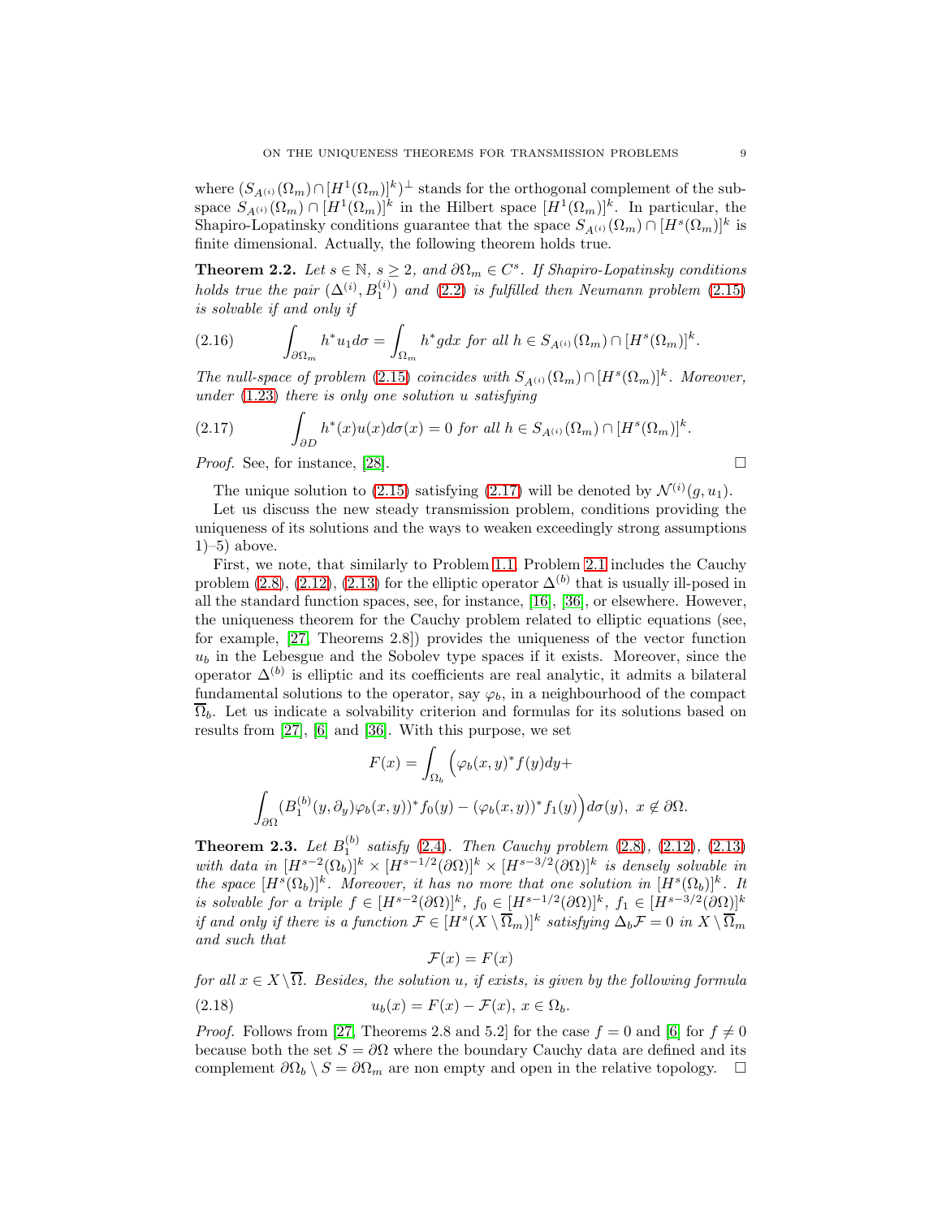where $(S_{A^{(i)}}(\Omega_m) \cap [H^1(\Omega_m)]^k)^\perp$ stands for the orthogonal complement of the subspace $S_{A^{(i)}}(\Omega_m) \cap [H^1(\Omega_m)]^k$ in the Hilbert space $[H^1(\Omega_m)]^k$. In particular, the Shapiro-Lopatinsky conditions guarantee that the space $S_{A^{(i)}}(\Omega_m) \cap [H^s(\Omega_m)]^k$ is finite dimensional. Actually, the following theorem holds true.

**Theorem 2.2.** *Let $s \in \mathbb{N}$, $s \geq 2$, and $\partial\Omega_m \in C^s$. If Shapiro-Lopatinsky conditions holds true the pair $(\Delta^{(i)}, B_1^{(i)})$ and (2.2) is fulfilled then Neumann problem (2.15) is solvable if and only if*

$$\int_{\partial\Omega_m} h^* u_1 d\sigma = \int_{\Omega_m} h^* g dx \text{ for all } h \in S_{A^{(i)}}(\Omega_m) \cap [H^s(\Omega_m)]^k. \tag{2.16}$$

*The null-space of problem (2.15) coincides with $S_{A^{(i)}}(\Omega_m) \cap [H^s(\Omega_m)]^k$. Moreover, under (1.23) there is only one solution $u$ satisfying*

$$\int_{\partial D} h^*(x) u(x) d\sigma(x) = 0 \text{ for all } h \in S_{A^{(i)}}(\Omega_m) \cap [H^s(\Omega_m)]^k. \tag{2.17}$$

*Proof.* See, for instance, [28]. $\square$

The unique solution to (2.15) satisfying (2.17) will be denoted by $\mathcal{N}^{(i)}(g, u_1)$.

Let us discuss the new steady transmission problem, conditions providing the uniqueness of its solutions and the ways to weaken exceedingly strong assumptions 1)–5) above.

First, we note, that similarly to Problem 1.1, Problem 2.1 includes the Cauchy problem (2.8), (2.12), (2.13) for the elliptic operator $\Delta^{(b)}$ that is usually ill-posed in all the standard function spaces, see, for instance, [16], [36], or elsewhere. However, the uniqueness theorem for the Cauchy problem related to elliptic equations (see, for example, [27, Theorems 2.8]) provides the uniqueness of the vector function $u_b$ in the Lebesgue and the Sobolev type spaces if it exists. Moreover, since the operator $\Delta^{(b)}$ is elliptic and its coefficients are real analytic, it admits a bilateral fundamental solutions to the operator, say $\varphi_b$, in a neighbourhood of the compact $\overline{\Omega}_b$. Let us indicate a solvability criterion and formulas for its solutions based on results from [27], [6] and [36]. With this purpose, we set

$$F(x) = \int_{\Omega_b} \Big( \varphi_b(x,y)^* f(y) dy +$$

$$\int_{\partial\Omega} (B_1^{(b)}(y, \partial_y)\varphi_b(x,y))^* f_0(y) - (\varphi_b(x,y))^* f_1(y) \Big) d\sigma(y), \; x \notin \partial\Omega.$$

**Theorem 2.3.** *Let $B_1^{(b)}$ satisfy (2.4). Then Cauchy problem (2.8), (2.12), (2.13) with data in $[H^{s-2}(\Omega_b)]^k \times [H^{s-1/2}(\partial\Omega)]^k \times [H^{s-3/2}(\partial\Omega)]^k$ is densely solvable in the space $[H^s(\Omega_b)]^k$. Moreover, it has no more that one solution in $[H^s(\Omega_b)]^k$. It is solvable for a triple $f \in [H^{s-2}(\partial\Omega)]^k$, $f_0 \in [H^{s-1/2}(\partial\Omega)]^k$, $f_1 \in [H^{s-3/2}(\partial\Omega)]^k$ if and only if there is a function $\mathcal{F} \in [H^s(X \setminus \overline{\Omega}_m)]^k$ satisfying $\Delta_b \mathcal{F} = 0$ in $X \setminus \overline{\Omega}_m$ and such that*

$$\mathcal{F}(x) = F(x)$$

*for all $x \in X \setminus \overline{\Omega}$. Besides, the solution $u$, if exists, is given by the following formula*

$$u_b(x) = F(x) - \mathcal{F}(x), \; x \in \Omega_b. \tag{2.18}$$

*Proof.* Follows from [27, Theorems 2.8 and 5.2] for the case $f = 0$ and [6] for $f \neq 0$ because both the set $S = \partial\Omega$ where the boundary Cauchy data are defined and its complement $\partial\Omega_b \setminus S = \partial\Omega_m$ are non empty and open in the relative topology. $\square$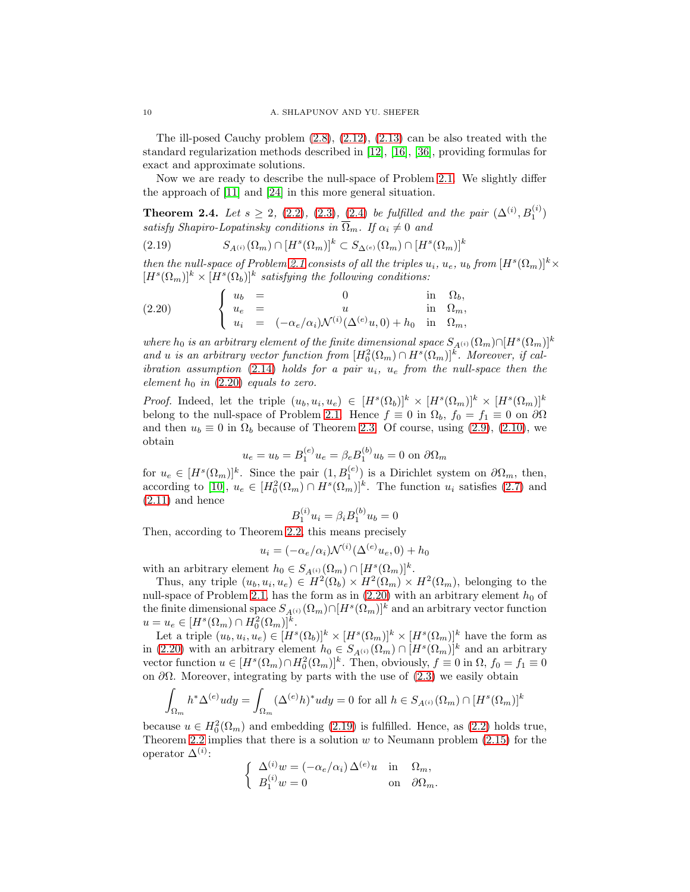The ill-posed Cauchy problem (2.8), (2.12), (2.13) can be also treated with the standard regularization methods described in [12], [16], [36], providing formulas for exact and approximate solutions.

Now we are ready to describe the null-space of Problem 2.1. We slightly differ the approach of [11] and [24] in this more general situation.

**Theorem 2.4.** *Let $s \geq 2$, (2.2), (2.3), (2.4) be fulfilled and the pair $(\Delta^{(i)}, B_1^{(i)})$ satisfy Shapiro-Lopatinsky conditions in $\overline{\Omega}_m$. If $\alpha_i \neq 0$ and*

$$S_{A^{(i)}}(\Omega_m) \cap [H^s(\Omega_m)]^k \subset S_{\Delta^{(e)}}(\Omega_m) \cap [H^s(\Omega_m)]^k \tag{2.19}$$

*then the null-space of Problem 2.1 consists of all the triples $u_i$, $u_e$, $u_b$ from $[H^s(\Omega_m)]^k \times [H^s(\Omega_m)]^k \times [H^s(\Omega_b)]^k$ satisfying the following conditions:*

$$\left\{ \begin{array}{lclcl} u_b & = & 0 & \text{in} & \Omega_b, \\ u_e & = & u & \text{in} & \Omega_m, \\ u_i & = & (-\alpha_e/\alpha_i)\mathcal{N}^{(i)}(\Delta^{(e)}u, 0) + h_0 & \text{in} & \Omega_m, \end{array} \right. \tag{2.20}$$

*where $h_0$ is an arbitrary element of the finite dimensional space $S_{A^{(i)}}(\Omega_m) \cap [H^s(\Omega_m)]^k$ and $u$ is an arbitrary vector function from $[H^2_0(\Omega_m) \cap H^s(\Omega_m)]^k$. Moreover, if calibration assumption (2.14) holds for a pair $u_i$, $u_e$ from the null-space then the element $h_0$ in (2.20) equals to zero.*

*Proof.* Indeed, let the triple $(u_b, u_i, u_e) \in [H^s(\Omega_b)]^k \times [H^s(\Omega_m)]^k \times [H^s(\Omega_m)]^k$ belong to the null-space of Problem 2.1. Hence $f \equiv 0$ in $\Omega_b$, $f_0 = f_1 \equiv 0$ on $\partial\Omega$ and then $u_b \equiv 0$ in $\Omega_b$ because of Theorem 2.3. Of course, using (2.9), (2.10), we obtain

$$u_e = u_b = B_1^{(e)} u_e = \beta_e B_1^{(b)} u_b = 0 \text{ on } \partial\Omega_m$$

for $u_e \in [H^s(\Omega_m)]^k$. Since the pair $(1, B_1^{(e)})$ is a Dirichlet system on $\partial\Omega_m$, then, according to [10], $u_e \in [H^2_0(\Omega_m) \cap H^s(\Omega_m)]^k$. The function $u_i$ satisfies (2.7) and (2.11) and hence

$$B_1^{(i)} u_i = \beta_i B_1^{(b)} u_b = 0$$

Then, according to Theorem 2.2, this means precisely

$$u_i = (-\alpha_e/\alpha_i)\mathcal{N}^{(i)}(\Delta^{(e)} u_e, 0) + h_0$$

with an arbitrary element $h_0 \in S_{A^{(i)}}(\Omega_m) \cap [H^s(\Omega_m)]^k$.

Thus, any triple $(u_b, u_i, u_e) \in H^2(\Omega_b) \times H^2(\Omega_m) \times H^2(\Omega_m)$, belonging to the null-space of Problem 2.1, has the form as in (2.20) with an arbitrary element $h_0$ of the finite dimensional space $S_{A^{(i)}}(\Omega_m) \cap [H^s(\Omega_m)]^k$ and an arbitrary vector function $u = u_e \in [H^s(\Omega_m) \cap H^2_0(\Omega_m)]^k$.

Let a triple $(u_b, u_i, u_e) \in [H^s(\Omega_b)]^k \times [H^s(\Omega_m)]^k \times [H^s(\Omega_m)]^k$ have the form as in (2.20) with an arbitrary element $h_0 \in S_{A^{(i)}}(\Omega_m) \cap [H^s(\Omega_m)]^k$ and an arbitrary vector function $u \in [H^s(\Omega_m) \cap H^2_0(\Omega_m)]^k$. Then, obviously, $f \equiv 0$ in $\Omega$, $f_0 = f_1 \equiv 0$ on $\partial\Omega$. Moreover, integrating by parts with the use of (2.3) we easily obtain

$$\int_{\Omega_m} h^* \Delta^{(e)} u dy = \int_{\Omega_m} (\Delta^{(e)} h)^* u dy = 0 \text{ for all } h \in S_{A^{(i)}}(\Omega_m) \cap [H^s(\Omega_m)]^k$$

because $u \in H^2_0(\Omega_m)$ and embedding (2.19) is fulfilled. Hence, as (2.2) holds true, Theorem 2.2 implies that there is a solution $w$ to Neumann problem (2.15) for the operator $\Delta^{(i)}$:

$$\left\{ \begin{array}{ll} \Delta^{(i)} w = (-\alpha_e/\alpha_i)\, \Delta^{(e)} u & \text{in} \quad \Omega_m, \\ B_1^{(i)} w = 0 & \text{on} \quad \partial\Omega_m. \end{array} \right.$$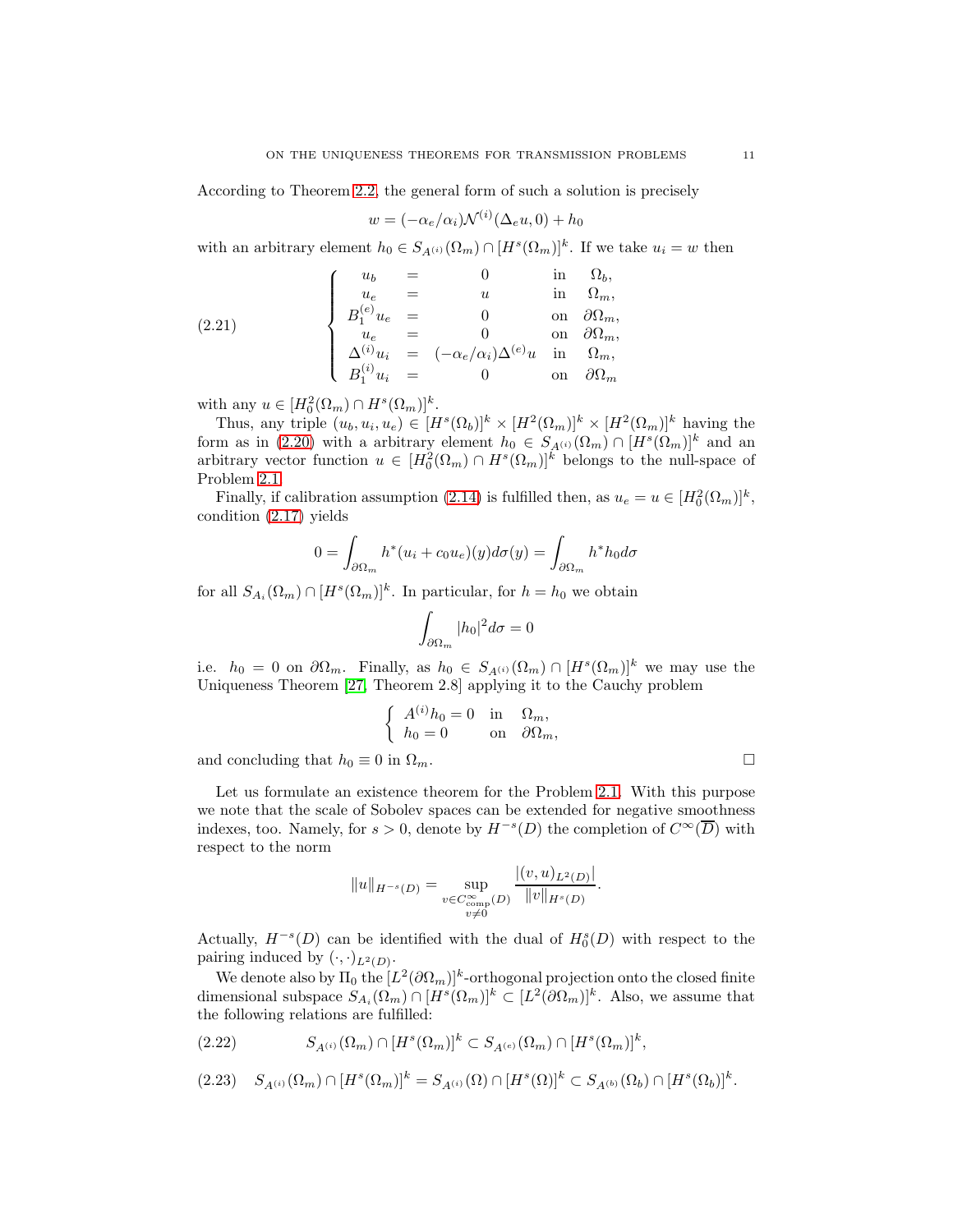According to Theorem 2.2, the general form of such a solution is precisely

$$w = (-\alpha_e/\alpha_i)\mathcal{N}^{(i)}(\Delta_e u, 0) + h_0$$

with an arbitrary element $h_0 \in S_{A^{(i)}}(\Omega_m) \cap [H^s(\Omega_m)]^k$. If we take $u_i = w$ then

$$(2.21) \qquad \left\{ \begin{array}{rcll} u_b & = & 0 & \text{in} \quad \Omega_b, \\ u_e & = & u & \text{in} \quad \Omega_m, \\ B_1^{(e)} u_e & = & 0 & \text{on} \quad \partial\Omega_m, \\ u_e & = & 0 & \text{on} \quad \partial\Omega_m, \\ \Delta^{(i)} u_i & = & (-\alpha_e/\alpha_i)\Delta^{(e)} u & \text{in} \quad \Omega_m, \\ B_1^{(i)} u_i & = & 0 & \text{on} \quad \partial\Omega_m \end{array} \right.$$

with any $u \in [H^2_0(\Omega_m) \cap H^s(\Omega_m)]^k$.

Thus, any triple $(u_b, u_i, u_e) \in [H^s(\Omega_b)]^k \times [H^2(\Omega_m)]^k \times [H^2(\Omega_m)]^k$ having the form as in (2.20) with a arbitrary element $h_0 \in S_{A^{(i)}}(\Omega_m) \cap [H^s(\Omega_m)]^k$ and an arbitrary vector function $u \in [H^2_0(\Omega_m) \cap H^s(\Omega_m)]^k$ belongs to the null-space of Problem 2.1.

Finally, if calibration assumption (2.14) is fulfilled then, as $u_e = u \in [H^2_0(\Omega_m)]^k$, condition (2.17) yields

$$0 = \int_{\partial\Omega_m} h^*(u_i + c_0 u_e)(y) d\sigma(y) = \int_{\partial\Omega_m} h^* h_0 d\sigma$$

for all $S_{A_i}(\Omega_m) \cap [H^s(\Omega_m)]^k$. In particular, for $h = h_0$ we obtain

$$\int_{\partial\Omega_m} |h_0|^2 d\sigma = 0$$

i.e. $h_0 = 0$ on $\partial\Omega_m$. Finally, as $h_0 \in S_{A^{(i)}}(\Omega_m) \cap [H^s(\Omega_m)]^k$ we may use the Uniqueness Theorem [27, Theorem 2.8] applying it to the Cauchy problem

$$\left\{ \begin{array}{lll} A^{(i)} h_0 = 0 & \text{in} & \Omega_m, \\ h_0 = 0 & \text{on} & \partial\Omega_m, \end{array} \right.$$

and concluding that $h_0 \equiv 0$ in $\Omega_m$. $\square$

Let us formulate an existence theorem for the Problem 2.1. With this purpose we note that the scale of Sobolev spaces can be extended for negative smoothness indexes, too. Namely, for $s > 0$, denote by $H^{-s}(D)$ the completion of $C^\infty(\overline{D})$ with respect to the norm

$$\|u\|_{H^{-s}(D)} = \sup_{\substack{v \in C^\infty_{\text{comp}}(D) \\ v \neq 0}} \frac{|(v, u)_{L^2(D)}|}{\|v\|_{H^s(D)}}.$$

Actually, $H^{-s}(D)$ can be identified with the dual of $H^s_0(D)$ with respect to the pairing induced by $(\cdot, \cdot)_{L^2(D)}$.

We denote also by $\Pi_0$ the $[L^2(\partial\Omega_m)]^k$-orthogonal projection onto the closed finite dimensional subspace $S_{A_i}(\Omega_m) \cap [H^s(\Omega_m)]^k \subset [L^2(\partial\Omega_m)]^k$. Also, we assume that the following relations are fulfilled:

$$(2.22) \qquad S_{A^{(i)}}(\Omega_m) \cap [H^s(\Omega_m)]^k \subset S_{A^{(e)}}(\Omega_m) \cap [H^s(\Omega_m)]^k,$$

$$(2.23) \quad S_{A^{(i)}}(\Omega_m) \cap [H^s(\Omega_m)]^k = S_{A^{(i)}}(\Omega) \cap [H^s(\Omega)]^k \subset S_{A^{(b)}}(\Omega_b) \cap [H^s(\Omega_b)]^k.$$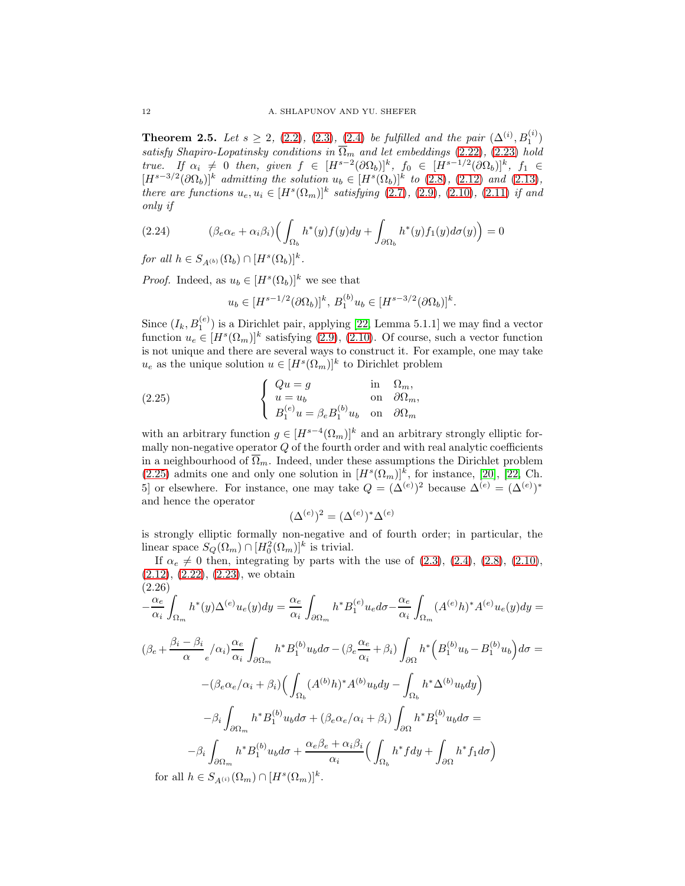**Theorem 2.5.** *Let $s \geq 2$, (2.2), (2.3), (2.4) be fulfilled and the pair $(\Delta^{(i)}, B_1^{(i)})$ satisfy Shapiro-Lopatinsky conditions in $\overline{\Omega}_m$ and let embeddings (2.22), (2.23) hold true. If $\alpha_i \neq 0$ then, given $f \in [H^{s-2}(\partial\Omega_b)]^k$, $f_0 \in [H^{s-1/2}(\partial\Omega_b)]^k$, $f_1 \in [H^{s-3/2}(\partial\Omega_b)]^k$ admitting the solution $u_b \in [H^s(\Omega_b)]^k$ to (2.8), (2.12) and (2.13), there are functions $u_e, u_i \in [H^s(\Omega_m)]^k$ satisfying (2.7), (2.9), (2.10), (2.11) if and only if*

$$(\beta_e\alpha_e + \alpha_i\beta_i)\Big(\int_{\Omega_b} h^*(y)f(y)dy + \int_{\partial\Omega_b} h^*(y)f_1(y)d\sigma(y)\Big) = 0 \tag{2.24}$$

*for all $h \in S_{A^{(b)}}(\Omega_b) \cap [H^s(\Omega_b)]^k$.*

*Proof.* Indeed, as $u_b \in [H^s(\Omega_b)]^k$ we see that

$$u_b \in [H^{s-1/2}(\partial\Omega_b)]^k,\ B_1^{(b)}u_b \in [H^{s-3/2}(\partial\Omega_b)]^k.$$

Since $(I_k, B_1^{(e)})$ is a Dirichlet pair, applying [22, Lemma 5.1.1] we may find a vector function $u_e \in [H^s(\Omega_m)]^k$ satisfying (2.9), (2.10). Of course, such a vector function is not unique and there are several ways to construct it. For example, one may take $u_e$ as the unique solution $u \in [H^s(\Omega_m)]^k$ to Dirichlet problem

$$\left\{\begin{array}{lll} Qu = g & \text{in} & \Omega_m, \\ u = u_b & \text{on} & \partial\Omega_m, \\ B_1^{(e)}u = \beta_e B_1^{(b)}u_b & \text{on} & \partial\Omega_m \end{array}\right. \tag{2.25}$$

with an arbitrary function $g \in [H^{s-4}(\Omega_m)]^k$ and an arbitrary strongly elliptic formally non-negative operator $Q$ of the fourth order and with real analytic coefficients in a neighbourhood of $\overline{\Omega}_m$. Indeed, under these assumptions the Dirichlet problem (2.25) admits one and only one solution in $[H^s(\Omega_m)]^k$, for instance, [20], [22, Ch. 5] or elsewhere. For instance, one may take $Q = (\Delta^{(e)})^2$ because $\Delta^{(e)} = (\Delta^{(e)})^*$ and hence the operator

$$(\Delta^{(e)})^2 = (\Delta^{(e)})^*\Delta^{(e)}$$

is strongly elliptic formally non-negative and of fourth order; in particular, the linear space $S_Q(\Omega_m) \cap [H_0^2(\Omega_m)]^k$ is trivial.

If $\alpha_e \neq 0$ then, integrating by parts with the use of (2.3), (2.4), (2.8), (2.10), (2.12), (2.22), (2.23), we obtain

$$-\frac{\alpha_e}{\alpha_i}\int_{\Omega_m} h^*(y)\Delta^{(e)}u_e(y)dy = \frac{\alpha_e}{\alpha_i}\int_{\partial\Omega_m} h^* B_1^{(e)}u_e d\sigma - \frac{\alpha_e}{\alpha_i}\int_{\Omega_m}(A^{(e)}h)^*A^{(e)}u_e(y)dy = \tag{2.26}$$

$$(\beta_e + \frac{\beta_i - \beta_i}{\alpha}{}_e/\alpha_i)\frac{\alpha_e}{\alpha_i}\int_{\partial\Omega_m} h^* B_1^{(b)}u_b d\sigma - (\beta_e\frac{\alpha_e}{\alpha_i} + \beta_i)\int_{\partial\Omega} h^*\Big(B_1^{(b)}u_b - B_1^{(b)}u_b\Big)d\sigma =$$

$$-(\beta_e\alpha_e/\alpha_i + \beta_i)\Big(\int_{\Omega_b}(A^{(b)}h)^*A^{(b)}u_b dy - \int_{\Omega_b} h^*\Delta^{(b)}u_b dy\Big)$$

$$-\beta_i\int_{\partial\Omega_m} h^* B_1^{(b)}u_b d\sigma + (\beta_e\alpha_e/\alpha_i + \beta_i)\int_{\partial\Omega} h^* B_1^{(b)}u_b d\sigma =$$

$$-\beta_i\int_{\partial\Omega_m} h^* B_1^{(b)}u_b d\sigma + \frac{\alpha_e\beta_e + \alpha_i\beta_i}{\alpha_i}\Big(\int_{\Omega_b} h^* f dy + \int_{\partial\Omega} h^* f_1 d\sigma\Big)$$

for all $h \in S_{A^{(i)}}(\Omega_m) \cap [H^s(\Omega_m)]^k$.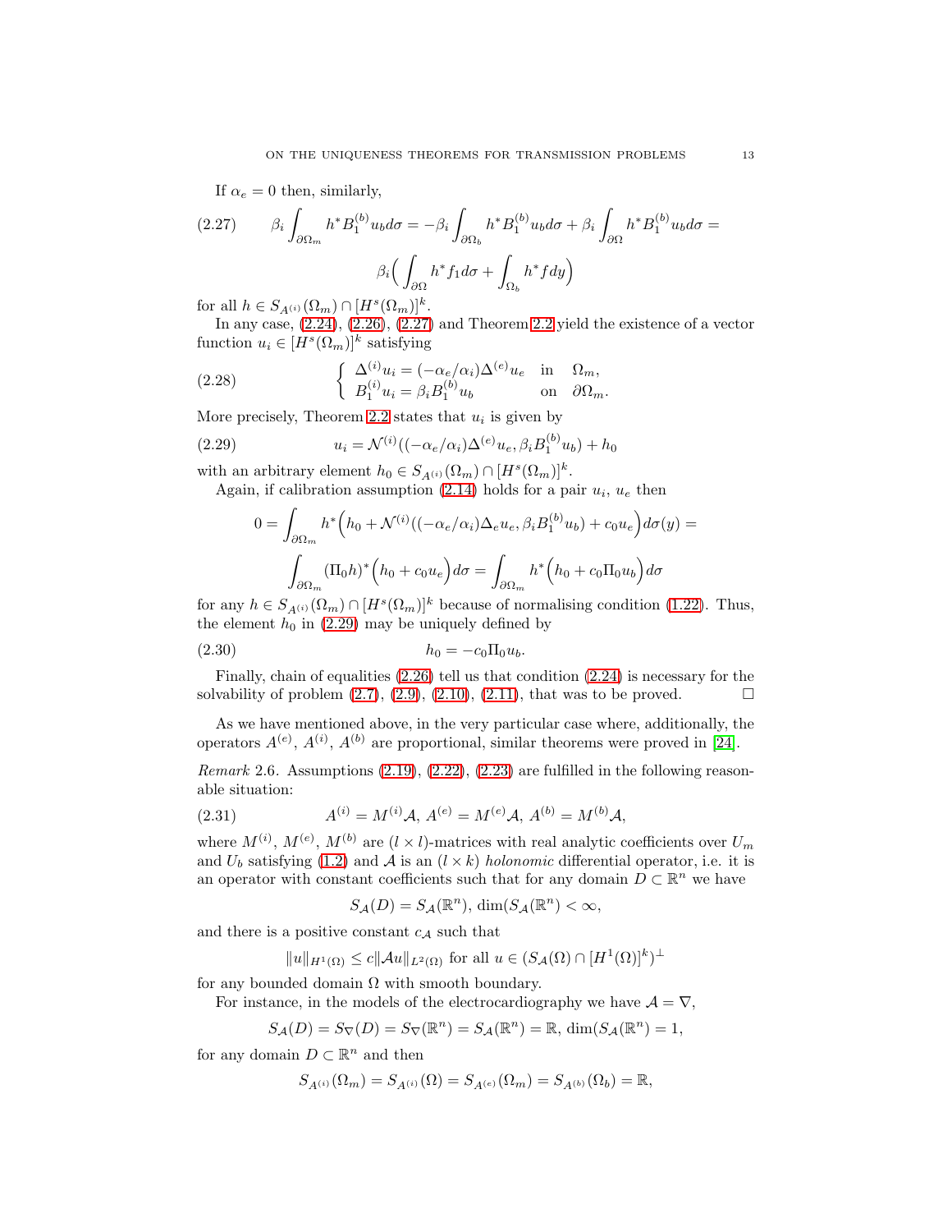If $\alpha_e = 0$ then, similarly,

$$
\beta_i \int_{\partial\Omega_m} h^* B_1^{(b)} u_b d\sigma = -\beta_i \int_{\partial\Omega_b} h^* B_1^{(b)} u_b d\sigma + \beta_i \int_{\partial\Omega} h^* B_1^{(b)} u_b d\sigma =
$$
$$
\beta_i \Big( \int_{\partial\Omega} h^* f_1 d\sigma + \int_{\Omega_b} h^* f dy \Big) \tag{2.27}
$$

for all $h \in S_{A^{(i)}}(\Omega_m) \cap [H^s(\Omega_m)]^k$.

In any case, (2.24), (2.26), (2.27) and Theorem 2.2 yield the existence of a vector function $u_i \in [H^s(\Omega_m)]^k$ satisfying

$$
\begin{cases} \Delta^{(i)} u_i = (-\alpha_e/\alpha_i)\Delta^{(e)} u_e & \text{in} \quad \Omega_m, \\ B_1^{(i)} u_i = \beta_i B_1^{(b)} u_b & \text{on} \quad \partial\Omega_m. \end{cases} \tag{2.28}
$$

More precisely, Theorem 2.2 states that $u_i$ is given by

$$
u_i = \mathcal{N}^{(i)}((-\alpha_e/\alpha_i)\Delta^{(e)} u_e, \beta_i B_1^{(b)} u_b) + h_0 \tag{2.29}
$$

with an arbitrary element $h_0 \in S_{A^{(i)}}(\Omega_m) \cap [H^s(\Omega_m)]^k$.

Again, if calibration assumption (2.14) holds for a pair $u_i$, $u_e$ then

$$
0 = \int_{\partial\Omega_m} h^* \Big( h_0 + \mathcal{N}^{(i)}((-\alpha_e/\alpha_i)\Delta_e u_e, \beta_i B_1^{(b)} u_b) + c_0 u_e \Big) d\sigma(y) =
$$
$$
\int_{\partial\Omega_m} (\Pi_0 h)^* \Big( h_0 + c_0 u_e \Big) d\sigma = \int_{\partial\Omega_m} h^* \Big( h_0 + c_0 \Pi_0 u_b \Big) d\sigma
$$

for any $h \in S_{A^{(i)}}(\Omega_m) \cap [H^s(\Omega_m)]^k$ because of normalising condition (1.22). Thus, the element $h_0$ in (2.29) may be uniquely defined by

$$
h_0 = -c_0 \Pi_0 u_b. \tag{2.30}
$$

Finally, chain of equalities (2.26) tell us that condition (2.24) is necessary for the solvability of problem (2.7), (2.9), (2.10), (2.11), that was to be proved. $\square$

As we have mentioned above, in the very particular case where, additionally, the operators $A^{(e)}$, $A^{(i)}$, $A^{(b)}$ are proportional, similar theorems were proved in [24].

*Remark* 2.6. Assumptions (2.19), (2.22), (2.23) are fulfilled in the following reasonable situation:

$$
A^{(i)} = M^{(i)}\mathcal{A}, \; A^{(e)} = M^{(e)}\mathcal{A}, \; A^{(b)} = M^{(b)}\mathcal{A}, \tag{2.31}
$$

where $M^{(i)}$, $M^{(e)}$, $M^{(b)}$ are $(l \times l)$-matrices with real analytic coefficients over $U_m$ and $U_b$ satisfying (1.2) and $\mathcal{A}$ is an $(l \times k)$ *holonomic* differential operator, i.e. it is an operator with constant coefficients such that for any domain $D \subset \mathbb{R}^n$ we have

$$
S_{\mathcal{A}}(D) = S_{\mathcal{A}}(\mathbb{R}^n), \; \dim(S_{\mathcal{A}}(\mathbb{R}^n) < \infty,
$$

and there is a positive constant $c_{\mathcal{A}}$ such that

$$
\|u\|_{H^1(\Omega)} \leq c \|\mathcal{A}u\|_{L^2(\Omega)} \text{ for all } u \in (S_{\mathcal{A}}(\Omega) \cap [H^1(\Omega)]^k)^\perp
$$

for any bounded domain $\Omega$ with smooth boundary.

For instance, in the models of the electrocardiography we have $\mathcal{A} = \nabla$,

$$
S_{\mathcal{A}}(D) = S_\nabla(D) = S_\nabla(\mathbb{R}^n) = S_{\mathcal{A}}(\mathbb{R}^n) = \mathbb{R}, \; \dim(S_{\mathcal{A}}(\mathbb{R}^n) = 1,
$$

for any domain $D \subset \mathbb{R}^n$ and then

$$
S_{A^{(i)}}(\Omega_m) = S_{A^{(i)}}(\Omega) = S_{A^{(e)}}(\Omega_m) = S_{A^{(b)}}(\Omega_b) = \mathbb{R},
$$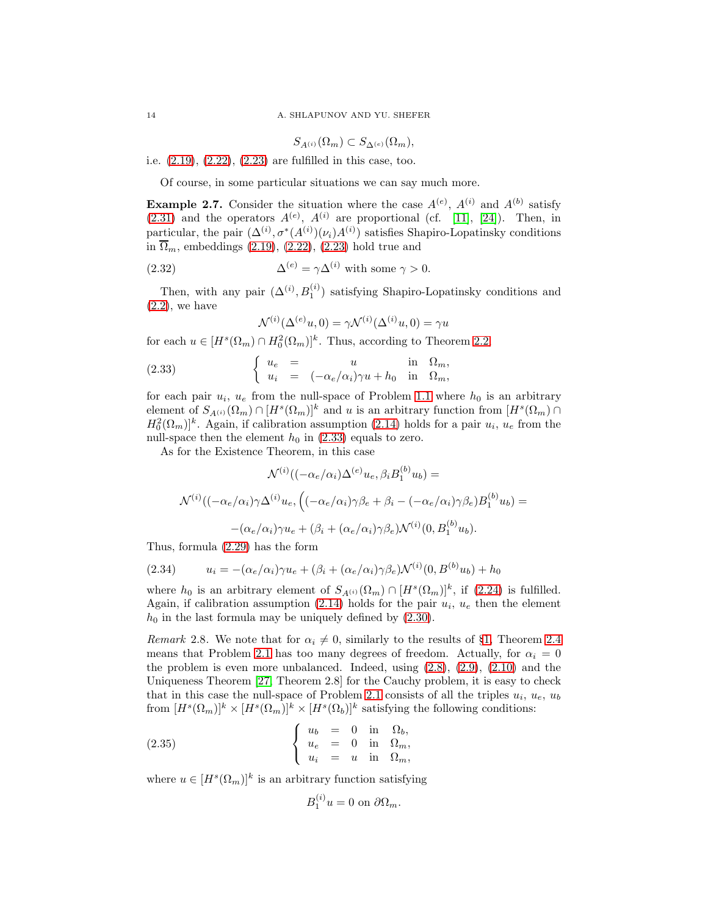$$S_{A^{(i)}}(\Omega_m) \subset S_{\Delta^{(e)}}(\Omega_m),$$

i.e. (2.19), (2.22), (2.23) are fulfilled in this case, too.

Of course, in some particular situations we can say much more.

**Example 2.7.** Consider the situation where the case $A^{(e)}$, $A^{(i)}$ and $A^{(b)}$ satisfy (2.31) and the operators $A^{(e)}$, $A^{(i)}$ are proportional (cf. [11], [24]). Then, in particular, the pair $(\Delta^{(i)}, \sigma^*(A^{(i)})(\nu_i)A^{(i)})$ satisfies Shapiro-Lopatinsky conditions in $\overline{\Omega}_m$, embeddings (2.19), (2.22), (2.23) hold true and

$$\Delta^{(e)} = \gamma \Delta^{(i)} \text{ with some } \gamma > 0. \tag{2.32}$$

Then, with any pair $(\Delta^{(i)}, B_1^{(i)})$ satisfying Shapiro-Lopatinsky conditions and (2.2), we have

$$\mathcal{N}^{(i)}(\Delta^{(e)}u, 0) = \gamma \mathcal{N}^{(i)}(\Delta^{(i)}u, 0) = \gamma u$$

for each $u \in [H^s(\Omega_m) \cap H^2_0(\Omega_m)]^k$. Thus, according to Theorem 2.2

$$\left\{ \begin{array}{lcll} u_e & = & u & \text{in} \quad \Omega_m, \\ u_i & = & (-\alpha_e/\alpha_i)\gamma u + h_0 & \text{in} \quad \Omega_m, \end{array} \right. \tag{2.33}$$

for each pair $u_i$, $u_e$ from the null-space of Problem 1.1 where $h_0$ is an arbitrary element of $S_{A^{(i)}}(\Omega_m) \cap [H^s(\Omega_m)]^k$ and $u$ is an arbitrary function from $[H^s(\Omega_m) \cap H^2_0(\Omega_m)]^k$. Again, if calibration assumption (2.14) holds for a pair $u_i$, $u_e$ from the null-space then the element $h_0$ in (2.33) equals to zero.

As for the Existence Theorem, in this case

$$\mathcal{N}^{(i)}((-\alpha_e/\alpha_i)\Delta^{(e)}u_e, \beta_i B_1^{(b)}u_b) =$$

$$\mathcal{N}^{(i)}((-\alpha_e/\alpha_i)\gamma\Delta^{(i)}u_e, \Big((-\alpha_e/\alpha_i)\gamma\beta_e + \beta_i - (-\alpha_e/\alpha_i)\gamma\beta_e) B_1^{(b)}u_b) =$$

$$-(\alpha_e/\alpha_i)\gamma u_e + (\beta_i + (\alpha_e/\alpha_i)\gamma\beta_e)\mathcal{N}^{(i)}(0, B_1^{(b)}u_b).$$

Thus, formula (2.29) has the form

$$u_i = -(\alpha_e/\alpha_i)\gamma u_e + (\beta_i + (\alpha_e/\alpha_i)\gamma\beta_e)\mathcal{N}^{(i)}(0, B^{(b)}u_b) + h_0 \tag{2.34}$$

where $h_0$ is an arbitrary element of $S_{A^{(i)}}(\Omega_m) \cap [H^s(\Omega_m)]^k$, if (2.24) is fulfilled. Again, if calibration assumption (2.14) holds for the pair $u_i$, $u_e$ then the element $h_0$ in the last formula may be uniquely defined by (2.30).

*Remark* 2.8. We note that for $\alpha_i \neq 0$, similarly to the results of §1, Theorem 2.4 means that Problem 2.1 has too many degrees of freedom. Actually, for $\alpha_i = 0$ the problem is even more unbalanced. Indeed, using (2.8), (2.9), (2.10) and the Uniqueness Theorem [27, Theorem 2.8] for the Cauchy problem, it is easy to check that in this case the null-space of Problem 2.1 consists of all the triples $u_i$, $u_e$, $u_b$ from $[H^s(\Omega_m)]^k \times [H^s(\Omega_m)]^k \times [H^s(\Omega_b)]^k$ satisfying the following conditions:

$$\left\{ \begin{array}{lcll} u_b & = & 0 & \text{in} \quad \Omega_b, \\ u_e & = & 0 & \text{in} \quad \Omega_m, \\ u_i & = & u & \text{in} \quad \Omega_m, \end{array} \right. \tag{2.35}$$

where $u \in [H^s(\Omega_m)]^k$ is an arbitrary function satisfying

$$B_1^{(i)}u = 0 \text{ on } \partial\Omega_m.$$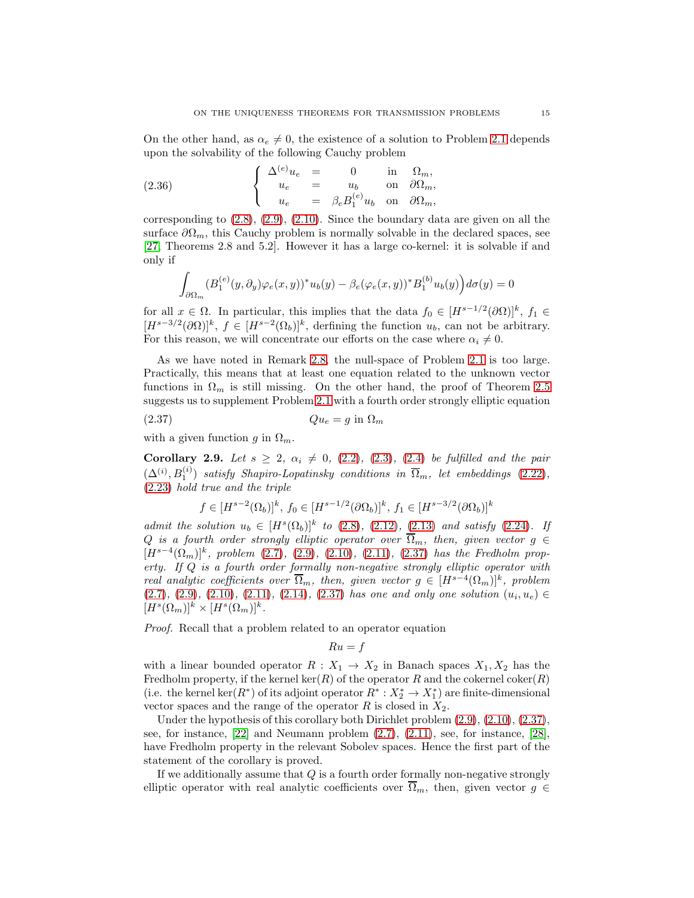On the other hand, as $\alpha_e \neq 0$, the existence of a solution to Problem 2.1 depends upon the solvability of the following Cauchy problem

$$
\left\{
\begin{array}{rcll}
\Delta^{(e)} u_e & = & 0 & \text{in} \quad \Omega_m, \\
u_e & = & u_b & \text{on} \quad \partial\Omega_m, \\
u_e & = & \beta_e B_1^{(e)} u_b & \text{on} \quad \partial\Omega_m,
\end{array}
\right.
\tag{2.36}
$$

corresponding to (2.8), (2.9), (2.10). Since the boundary data are given on all the surface $\partial\Omega_m$, this Cauchy problem is normally solvable in the declared spaces, see [27, Theorems 2.8 and 5.2]. However it has a large co-kernel: it is solvable if and only if

$$
\int_{\partial\Omega_m} \left( B_1^{(e)}(y, \partial_y)\varphi_e(x,y))^* u_b(y) - \beta_e (\varphi_e(x,y))^* B_1^{(b)} u_b(y) \right) d\sigma(y) = 0
$$

for all $x \in \Omega$. In particular, this implies that the data $f_0 \in [H^{s-1/2}(\partial\Omega)]^k$, $f_1 \in [H^{s-3/2}(\partial\Omega)]^k$, $f \in [H^{s-2}(\Omega_b)]^k$, derfining the function $u_b$, can not be arbitrary. For this reason, we will concentrate our efforts on the case where $\alpha_i \neq 0$.

As we have noted in Remark 2.8, the null-space of Problem 2.1 is too large. Practically, this means that at least one equation related to the unknown vector functions in $\Omega_m$ is still missing. On the other hand, the proof of Theorem 2.5 suggests us to supplement Problem 2.1 with a fourth order strongly elliptic equation

$$
Q u_e = g \text{ in } \Omega_m
\tag{2.37}
$$

with a given function $g$ in $\Omega_m$.

**Corollary 2.9.** *Let $s \geq 2$, $\alpha_i \neq 0$, (2.2), (2.3), (2.4) be fulfilled and the pair $(\Delta^{(i)}, B_1^{(i)})$ satisfy Shapiro-Lopatinsky conditions in $\overline{\Omega}_m$, let embeddings (2.22), (2.23) hold true and the triple*

$$
f \in [H^{s-2}(\Omega_b)]^k, \; f_0 \in [H^{s-1/2}(\partial\Omega_b)]^k, \; f_1 \in [H^{s-3/2}(\partial\Omega_b)]^k
$$

*admit the solution $u_b \in [H^s(\Omega_b)]^k$ to (2.8), (2.12), (2.13) and satisfy (2.24). If $Q$ is a fourth order strongly elliptic operator over $\overline{\Omega}_m$, then, given vector $g \in [H^{s-4}(\Omega_m)]^k$, problem (2.7), (2.9), (2.10), (2.11), (2.37) has the Fredholm property. If $Q$ is a fourth order formally non-negative strongly elliptic operator with real analytic coefficients over $\overline{\Omega}_m$, then, given vector $g \in [H^{s-4}(\Omega_m)]^k$, problem (2.7), (2.9), (2.10), (2.11), (2.14), (2.37) has one and only one solution $(u_i, u_e) \in [H^s(\Omega_m)]^k \times [H^s(\Omega_m)]^k$.*

*Proof.* Recall that a problem related to an operator equation

$$
Ru = f
$$

with a linear bounded operator $R : X_1 \to X_2$ in Banach spaces $X_1, X_2$ has the Fredholm property, if the kernel $\ker(R)$ of the operator $R$ and the cokernel $\mathrm{coker}(R)$ (i.e. the kernel $\ker(R^*)$ of its adjoint operator $R^* : X_2^* \to X_1^*$) are finite-dimensional vector spaces and the range of the operator $R$ is closed in $X_2$.

Under the hypothesis of this corollary both Dirichlet problem (2.9), (2.10), (2.37), see, for instance, [22] and Neumann problem (2.7), (2.11), see, for instance, [28], have Fredholm property in the relevant Sobolev spaces. Hence the first part of the statement of the corollary is proved.

If we additionally assume that $Q$ is a fourth order formally non-negative strongly elliptic operator with real analytic coefficients over $\overline{\Omega}_m$, then, given vector $g \in$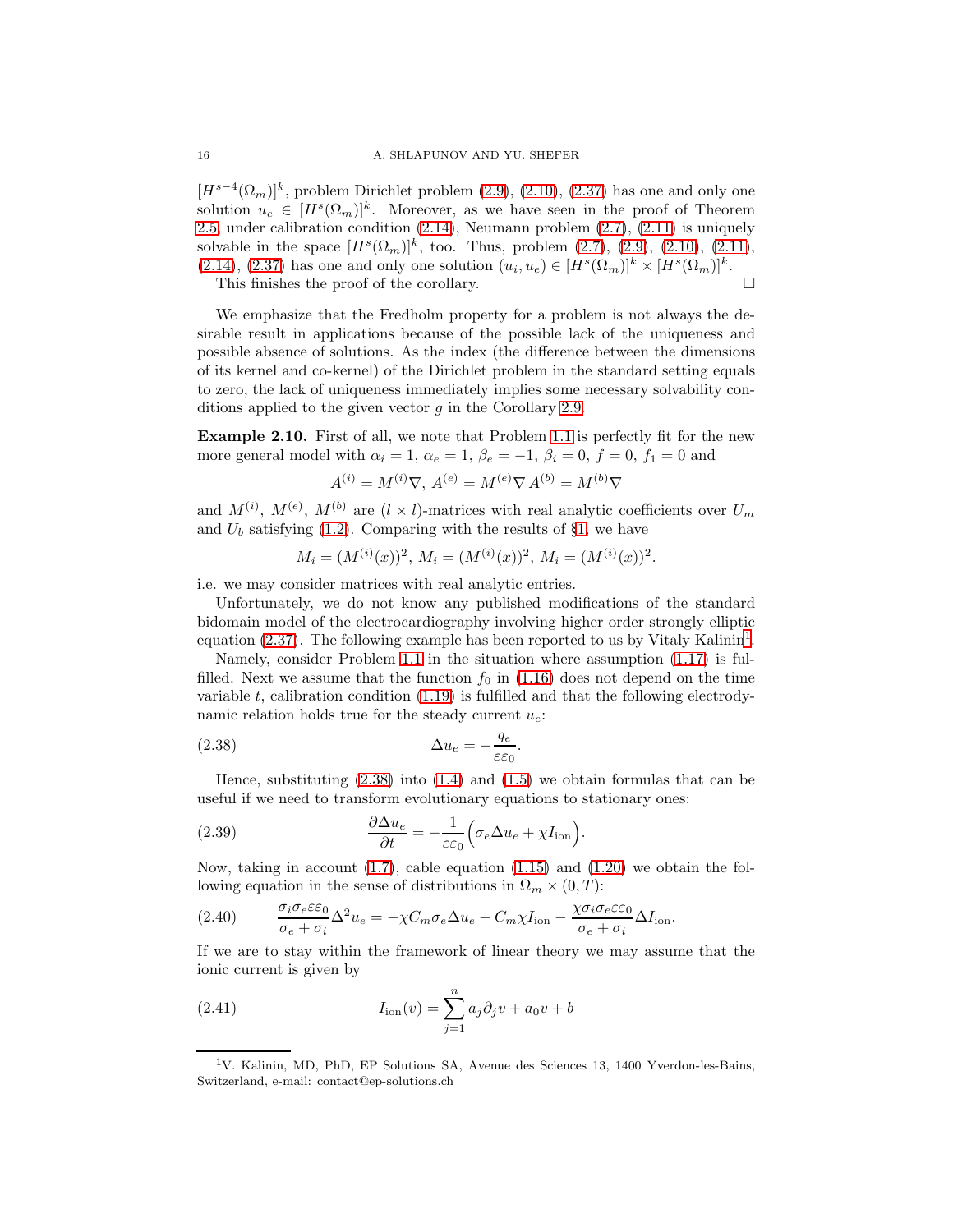$[H^{s-4}(\Omega_m)]^k$, problem Dirichlet problem (2.9), (2.10), (2.37) has one and only one solution $u_e \in [H^s(\Omega_m)]^k$. Moreover, as we have seen in the proof of Theorem 2.5, under calibration condition (2.14), Neumann problem (2.7), (2.11) is uniquely solvable in the space $[H^s(\Omega_m)]^k$, too. Thus, problem (2.7), (2.9), (2.10), (2.11), (2.14), (2.37) has one and only one solution $(u_i, u_e) \in [H^s(\Omega_m)]^k \times [H^s(\Omega_m)]^k$.

This finishes the proof of the corollary. □

We emphasize that the Fredholm property for a problem is not always the desirable result in applications because of the possible lack of the uniqueness and possible absence of solutions. As the index (the difference between the dimensions of its kernel and co-kernel) of the Dirichlet problem in the standard setting equals to zero, the lack of uniqueness immediately implies some necessary solvability conditions applied to the given vector $g$ in the Corollary 2.9.

**Example 2.10.** First of all, we note that Problem 1.1 is perfectly fit for the new more general model with $\alpha_i = 1$, $\alpha_e = 1$, $\beta_e = -1$, $\beta_i = 0$, $f = 0$, $f_1 = 0$ and

$$A^{(i)} = M^{(i)}\nabla, \; A^{(e)} = M^{(e)}\nabla \; A^{(b)} = M^{(b)}\nabla$$

and $M^{(i)}$, $M^{(e)}$, $M^{(b)}$ are $(l \times l)$-matrices with real analytic coefficients over $U_m$ and $U_b$ satisfying (1.2). Comparing with the results of §1, we have

$$M_i = (M^{(i)}(x))^2, \; M_i = (M^{(i)}(x))^2, \; M_i = (M^{(i)}(x))^2.$$

i.e. we may consider matrices with real analytic entries.

Unfortunately, we do not know any published modifications of the standard bidomain model of the electrocardiography involving higher order strongly elliptic equation (2.37). The following example has been reported to us by Vitaly Kalinin[1].

Namely, consider Problem 1.1 in the situation where assumption (1.17) is fulfilled. Next we assume that the function $f_0$ in (1.16) does not depend on the time variable $t$, calibration condition (1.19) is fulfilled and that the following electrodynamic relation holds true for the steady current $u_e$:

$$\Delta u_e = -\frac{q_e}{\varepsilon\varepsilon_0}. \tag{2.38}$$

Hence, substituting (2.38) into (1.4) and (1.5) we obtain formulas that can be useful if we need to transform evolutionary equations to stationary ones:

$$\frac{\partial \Delta u_e}{\partial t} = -\frac{1}{\varepsilon\varepsilon_0}\Big(\sigma_e \Delta u_e + \chi I_{\text{ion}}\Big). \tag{2.39}$$

Now, taking in account (1.7), cable equation (1.15) and (1.20) we obtain the following equation in the sense of distributions in $\Omega_m \times (0, T)$:

$$\frac{\sigma_i \sigma_e \varepsilon\varepsilon_0}{\sigma_e + \sigma_i}\Delta^2 u_e = -\chi C_m \sigma_e \Delta u_e - C_m \chi I_{\text{ion}} - \frac{\chi \sigma_i \sigma_e \varepsilon\varepsilon_0}{\sigma_e + \sigma_i}\Delta I_{\text{ion}}. \tag{2.40}$$

If we are to stay within the framework of linear theory we may assume that the ionic current is given by

$$I_{\text{ion}}(v) = \sum_{j=1}^{n} a_j \partial_j v + a_0 v + b \tag{2.41}$$

[1] V. Kalinin, MD, PhD, EP Solutions SA, Avenue des Sciences 13, 1400 Yverdon-les-Bains, Switzerland, e-mail: contact@ep-solutions.ch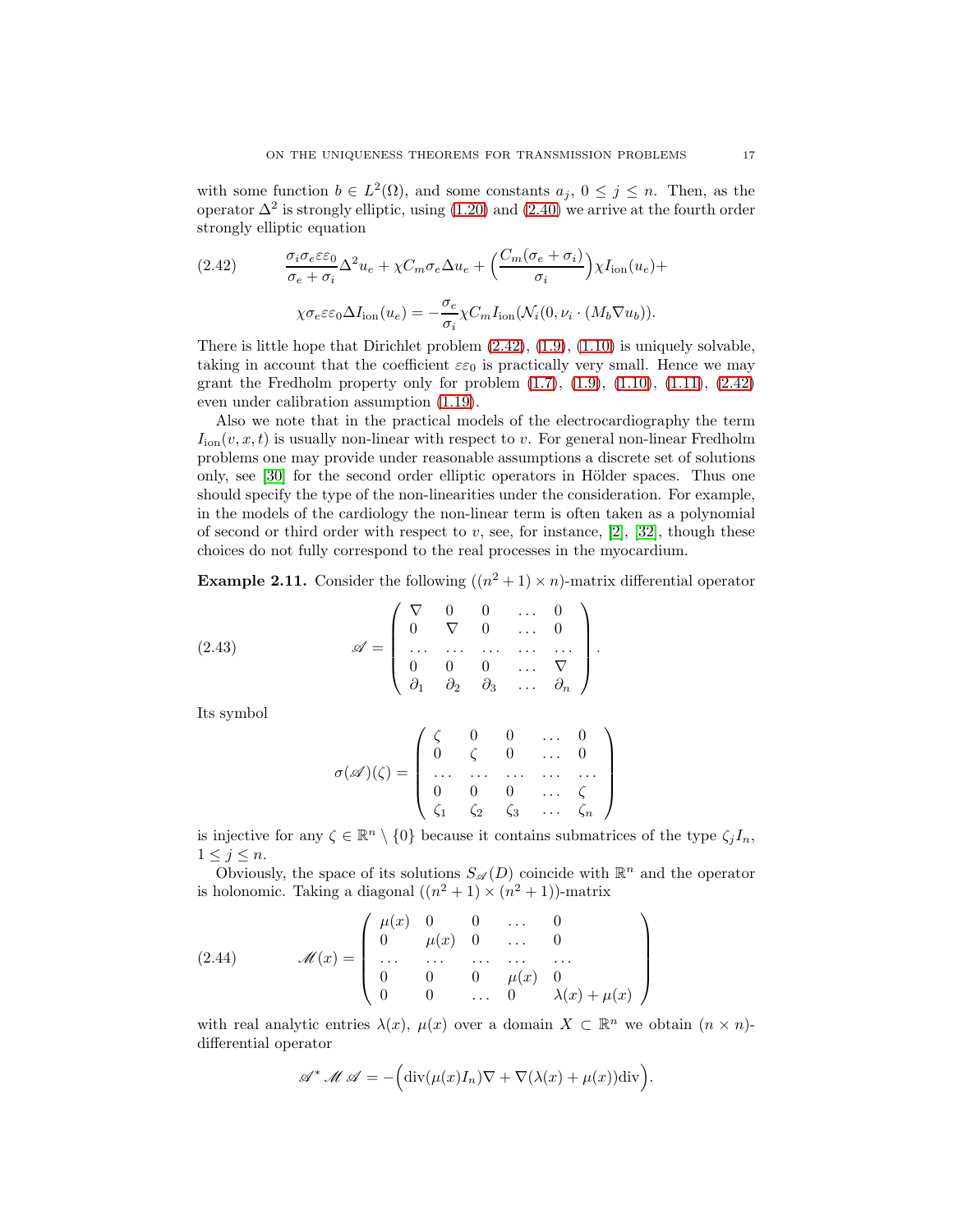with some function $b \in L^2(\Omega)$, and some constants $a_j$, $0 \leq j \leq n$. Then, as the operator $\Delta^2$ is strongly elliptic, using (1.20) and (2.40) we arrive at the fourth order strongly elliptic equation

$$
\frac{\sigma_i \sigma_e \varepsilon \varepsilon_0}{\sigma_e + \sigma_i} \Delta^2 u_e + \chi C_m \sigma_e \Delta u_e + \Big( \frac{C_m(\sigma_e + \sigma_i)}{\sigma_i} \Big) \chi I_{\rm ion}(u_e) + \tag{2.42}
$$

$$
\chi \sigma_e \varepsilon \varepsilon_0 \Delta I_{\rm ion}(u_e) = - \frac{\sigma_e}{\sigma_i} \chi C_m I_{\rm ion}(\mathcal{N}_i(0, \nu_i \cdot (M_b \nabla u_b)).
$$

There is little hope that Dirichlet problem (2.42), (1.9), (1.10) is uniquely solvable, taking in account that the coefficient $\varepsilon\varepsilon_0$ is practically very small. Hence we may grant the Fredholm property only for problem (1.7), (1.9), (1.10), (1.11), (2.42) even under calibration assumption (1.19).

Also we note that in the practical models of the electrocardiography the term $I_{\rm ion}(v, x, t)$ is usually non-linear with respect to $v$. For general non-linear Fredholm problems one may provide under reasonable assumptions a discrete set of solutions only, see [30] for the second order elliptic operators in Hölder spaces. Thus one should specify the type of the non-linearities under the consideration. For example, in the models of the cardiology the non-linear term is often taken as a polynomial of second or third order with respect to $v$, see, for instance, [2], [32], though these choices do not fully correspond to the real processes in the myocardium.

**Example 2.11.** Consider the following $((n^2+1) \times n)$-matrix differential operator

$$
\mathscr{A} = \left( \begin{array}{ccccc} \nabla & 0 & 0 & \dots & 0 \\ 0 & \nabla & 0 & \dots & 0 \\ \dots & \dots & \dots & \dots & \dots \\ 0 & 0 & 0 & \dots & \nabla \\ \partial_1 & \partial_2 & \partial_3 & \dots & \partial_n \end{array} \right). \tag{2.43}
$$

Its symbol

$$
\sigma(\mathscr{A})(\zeta) = \left( \begin{array}{ccccc} \zeta & 0 & 0 & \dots & 0 \\ 0 & \zeta & 0 & \dots & 0 \\ \dots & \dots & \dots & \dots & \dots \\ 0 & 0 & 0 & \dots & \zeta \\ \zeta_1 & \zeta_2 & \zeta_3 & \dots & \zeta_n \end{array} \right)
$$

is injective for any $\zeta \in \mathbb{R}^n \setminus \{0\}$ because it contains submatrices of the type $\zeta_j I_n$, $1 \leq j \leq n$.

Obviously, the space of its solutions $S_{\mathscr{A}}(D)$ coincide with $\mathbb{R}^n$ and the operator is holonomic. Taking a diagonal $((n^2+1) \times (n^2+1))$-matrix

$$
\mathscr{M}(x) = \left( \begin{array}{ccccc} \mu(x) & 0 & 0 & \dots & 0 \\ 0 & \mu(x) & 0 & \dots & 0 \\ \dots & \dots & \dots & \dots & \dots \\ 0 & 0 & 0 & \mu(x) & 0 \\ 0 & 0 & \dots & 0 & \lambda(x) + \mu(x) \end{array} \right) \tag{2.44}
$$

with real analytic entries $\lambda(x)$, $\mu(x)$ over a domain $X \subset \mathbb{R}^n$ we obtain $(n \times n)$-differential operator

$$
\mathscr{A}^* \, \mathscr{M} \, \mathscr{A} = - \Big( {\rm div}(\mu(x) I_n) \nabla + \nabla(\lambda(x) + \mu(x)) {\rm div} \Big).
$$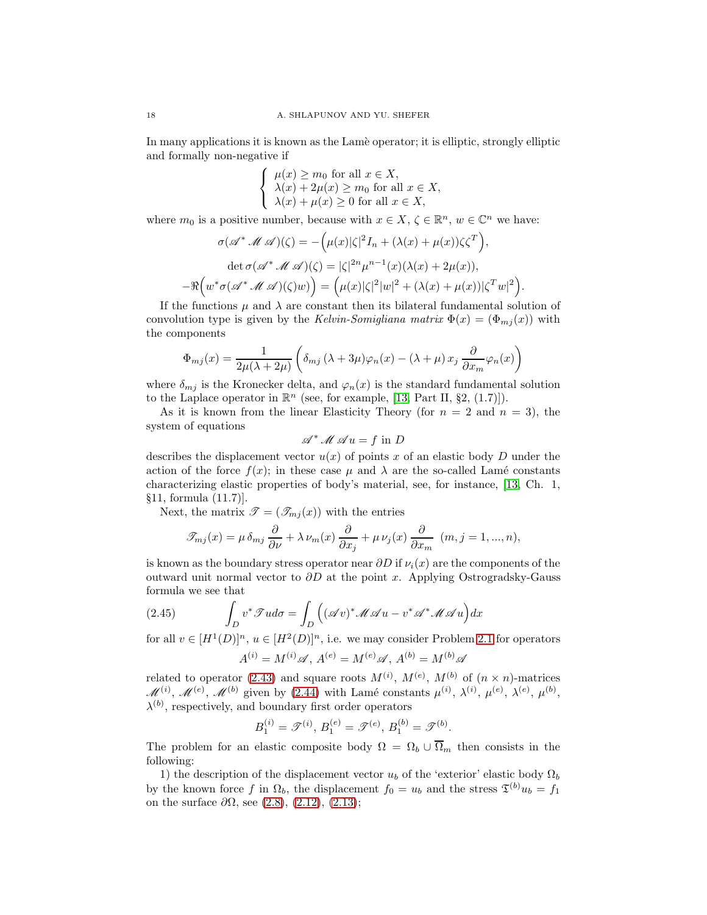In many applications it is known as the Lamè operator; it is elliptic, strongly elliptic and formally non-negative if

$$
\begin{cases}
\mu(x) \geq m_0 \text{ for all } x \in X, \\
\lambda(x) + 2\mu(x) \geq m_0 \text{ for all } x \in X, \\
\lambda(x) + \mu(x) \geq 0 \text{ for all } x \in X,
\end{cases}
$$

where $m_0$ is a positive number, because with $x \in X$, $\zeta \in \mathbb{R}^n$, $w \in \mathbb{C}^n$ we have:

$$\sigma(\mathscr{A}^* \mathscr{M} \mathscr{A})(\zeta) = -\Big(\mu(x)|\zeta|^2 I_n + (\lambda(x) + \mu(x))\zeta\zeta^T\Big),$$

$$\det \sigma(\mathscr{A}^* \mathscr{M} \mathscr{A})(\zeta) = |\zeta|^{2n}\mu^{n-1}(x)(\lambda(x) + 2\mu(x)),$$

$$-\Re\Big(w^*\sigma(\mathscr{A}^* \mathscr{M} \mathscr{A})(\zeta)w\Big) = \Big(\mu(x)|\zeta|^2|w|^2 + (\lambda(x) + \mu(x))|\zeta^T w|^2\Big).$$

If the functions $\mu$ and $\lambda$ are constant then its bilateral fundamental solution of convolution type is given by the *Kelvin-Somigliana matrix* $\Phi(x) = (\Phi_{mj}(x))$ with the components

$$\Phi_{mj}(x) = \frac{1}{2\mu(\lambda + 2\mu)}\left(\delta_{mj}\,(\lambda + 3\mu)\varphi_n(x) - (\lambda + \mu)\,x_j\,\frac{\partial}{\partial x_m}\varphi_n(x)\right)$$

where $\delta_{mj}$ is the Kronecker delta, and $\varphi_n(x)$ is the standard fundamental solution to the Laplace operator in $\mathbb{R}^n$ (see, for example, [13, Part II, §2, (1.7)]).

As it is known from the linear Elasticity Theory (for $n = 2$ and $n = 3$), the system of equations

$$\mathscr{A}^* \mathscr{M} \mathscr{A} u = f \text{ in } D$$

describes the displacement vector $u(x)$ of points $x$ of an elastic body $D$ under the action of the force $f(x)$; in these case $\mu$ and $\lambda$ are the so-called Lamé constants characterizing elastic properties of body's material, see, for instance, [13, Ch. 1, §11, formula (11.7)].

Next, the matrix $\mathscr{T} = (\mathscr{T}_{mj}(x))$ with the entries

$$\mathscr{T}_{mj}(x) = \mu\,\delta_{mj}\,\frac{\partial}{\partial \nu} + \lambda\,\nu_m(x)\,\frac{\partial}{\partial x_j} + \mu\,\nu_j(x)\,\frac{\partial}{\partial x_m} \;\; (m, j = 1, ..., n),$$

is known as the boundary stress operator near $\partial D$ if $\nu_i(x)$ are the components of the outward unit normal vector to $\partial D$ at the point $x$. Applying Ostrogradsky-Gauss formula we see that

$$\int_{\partial D} v^* \mathscr{T} u d\sigma = \int_D \Big((\mathscr{A} v)^* \mathscr{M} \mathscr{A} u - v^* \mathscr{A}^* \mathscr{M} \mathscr{A} u\Big) dx \tag{2.45}$$

for all $v \in [H^1(D)]^n$, $u \in [H^2(D)]^n$, i.e. we may consider Problem 2.1 for operators

$$A^{(i)} = M^{(i)}\mathscr{A},\; A^{(e)} = M^{(e)}\mathscr{A},\; A^{(b)} = M^{(b)}\mathscr{A}$$

related to operator (2.43) and square roots $M^{(i)}$, $M^{(e)}$, $M^{(b)}$ of $(n \times n)$-matrices $\mathscr{M}^{(i)}$, $\mathscr{M}^{(e)}$, $\mathscr{M}^{(b)}$ given by (2.44) with Lamé constants $\mu^{(i)}$, $\lambda^{(i)}$, $\mu^{(e)}$, $\lambda^{(e)}$, $\mu^{(b)}$, $\lambda^{(b)}$, respectively, and boundary first order operators

$$B_1^{(i)} = \mathscr{T}^{(i)},\; B_1^{(e)} = \mathscr{T}^{(e)},\; B_1^{(b)} = \mathscr{T}^{(b)}.$$

The problem for an elastic composite body $\Omega = \Omega_b \cup \overline{\Omega}_m$ then consists in the following:

1) the description of the displacement vector $u_b$ of the 'exterior' elastic body $\Omega_b$ by the known force $f$ in $\Omega_b$, the displacement $f_0 = u_b$ and the stress $\mathfrak{T}^{(b)} u_b = f_1$ on the surface $\partial\Omega$, see (2.8), (2.12), (2.13);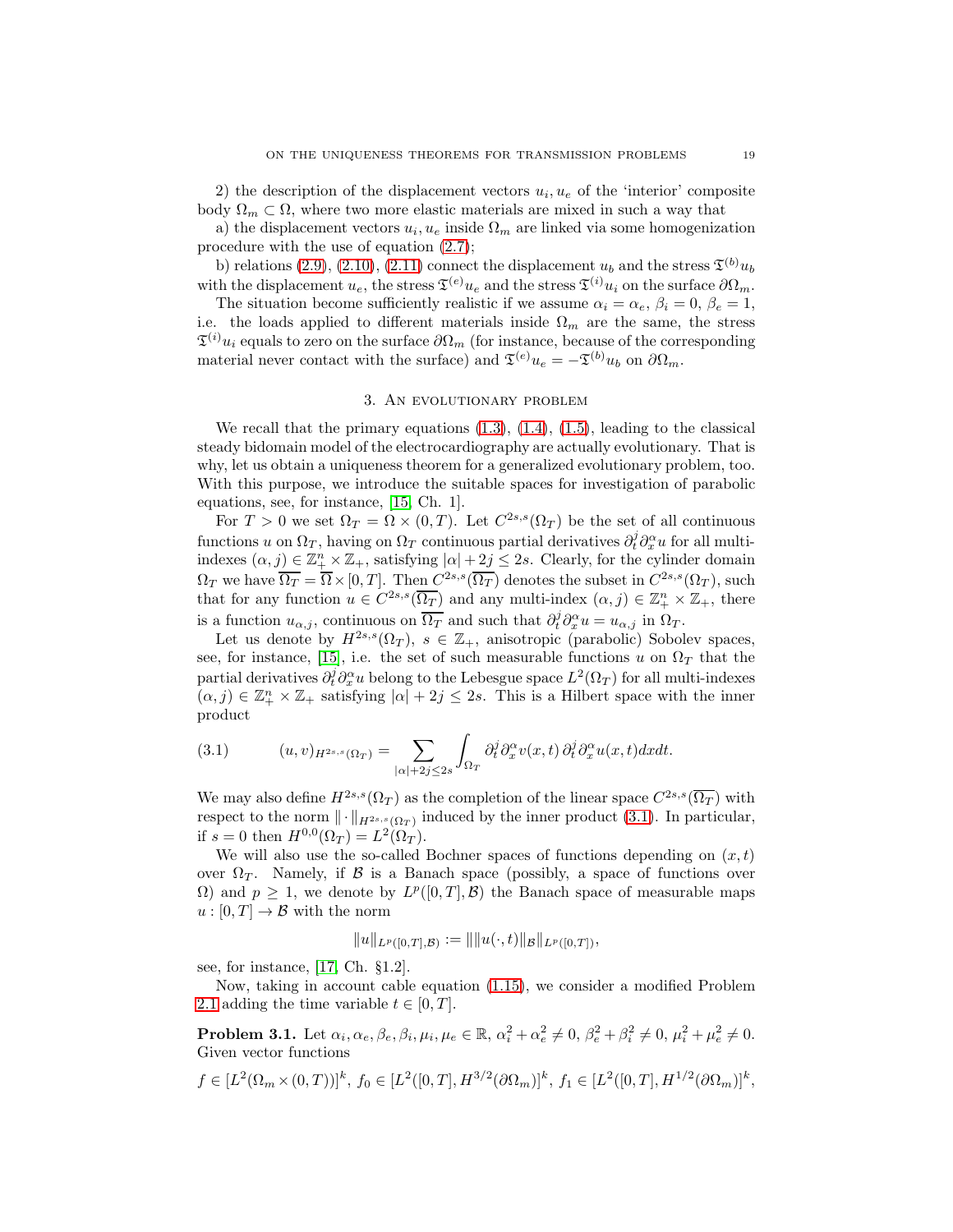2) the description of the displacement vectors $u_i, u_e$ of the 'interior' composite body $\Omega_m \subset \Omega$, where two more elastic materials are mixed in such a way that

a) the displacement vectors $u_i, u_e$ inside $\Omega_m$ are linked via some homogenization procedure with the use of equation (2.7);

b) relations (2.9), (2.10), (2.11) connect the displacement $u_b$ and the stress $\mathfrak{T}^{(b)} u_b$ with the displacement $u_e$, the stress $\mathfrak{T}^{(e)} u_e$ and the stress $\mathfrak{T}^{(i)} u_i$ on the surface $\partial\Omega_m$.

The situation become sufficiently realistic if we assume $\alpha_i = \alpha_e$, $\beta_i = 0$, $\beta_e = 1$, i.e. the loads applied to different materials inside $\Omega_m$ are the same, the stress $\mathfrak{T}^{(i)} u_i$ equals to zero on the surface $\partial\Omega_m$ (for instance, because of the corresponding material never contact with the surface) and $\mathfrak{T}^{(e)} u_e = -\mathfrak{T}^{(b)} u_b$ on $\partial\Omega_m$.

## 3. An evolutionary problem

We recall that the primary equations (1.3), (1.4), (1.5), leading to the classical steady bidomain model of the electrocardiography are actually evolutionary. That is why, let us obtain a uniqueness theorem for a generalized evolutionary problem, too. With this purpose, we introduce the suitable spaces for investigation of parabolic equations, see, for instance, [15, Ch. 1].

For $T > 0$ we set $\Omega_T = \Omega \times (0, T)$. Let $C^{2s,s}(\Omega_T)$ be the set of all continuous functions $u$ on $\Omega_T$, having on $\Omega_T$ continuous partial derivatives $\partial_t^j \partial_x^\alpha u$ for all multi-indexes $(\alpha, j) \in \mathbb{Z}_+^n \times \mathbb{Z}_+$, satisfying $|\alpha| + 2j \leq 2s$. Clearly, for the cylinder domain $\Omega_T$ we have $\overline{\Omega_T} = \overline{\Omega} \times [0, T]$. Then $C^{2s,s}(\overline{\Omega_T})$ denotes the subset in $C^{2s,s}(\Omega_T)$, such that for any function $u \in C^{2s,s}(\overline{\Omega_T})$ and any multi-index $(\alpha, j) \in \mathbb{Z}_+^n \times \mathbb{Z}_+$, there is a function $u_{\alpha,j}$, continuous on $\overline{\Omega_T}$ and such that $\partial_t^j \partial_x^\alpha u = u_{\alpha,j}$ in $\Omega_T$.

Let us denote by $H^{2s,s}(\Omega_T)$, $s \in \mathbb{Z}_+$, anisotropic (parabolic) Sobolev spaces, see, for instance, [15], i.e. the set of such measurable functions $u$ on $\Omega_T$ that the partial derivatives $\partial_t^j \partial_x^\alpha u$ belong to the Lebesgue space $L^2(\Omega_T)$ for all multi-indexes $(\alpha, j) \in \mathbb{Z}_+^n \times \mathbb{Z}_+$ satisfying $|\alpha| + 2j \leq 2s$. This is a Hilbert space with the inner product

$$
(3.1) \qquad (u, v)_{H^{2s,s}(\Omega_T)} = \sum_{|\alpha|+2j \leq 2s} \int_{\Omega_T} \partial_t^j \partial_x^\alpha v(x,t) \, \partial_t^j \partial_x^\alpha u(x,t) dx dt.
$$

We may also define $H^{2s,s}(\Omega_T)$ as the completion of the linear space $C^{2s,s}(\overline{\Omega_T})$ with respect to the norm $\|\cdot\|_{H^{2s,s}(\Omega_T)}$ induced by the inner product (3.1). In particular, if $s = 0$ then $H^{0,0}(\Omega_T) = L^2(\Omega_T)$.

We will also use the so-called Bochner spaces of functions depending on $(x, t)$ over $\Omega_T$. Namely, if $\mathcal{B}$ is a Banach space (possibly, a space of functions over $\Omega$) and $p \geq 1$, we denote by $L^p([0, T], \mathcal{B})$ the Banach space of measurable maps $u : [0, T] \to \mathcal{B}$ with the norm

$$
\|u\|_{L^p([0,T],\mathcal{B})} := \| \|u(\cdot, t)\|_{\mathcal{B}} \|_{L^p([0,T])},
$$

see, for instance, [17, Ch. §1.2].

Now, taking in account cable equation (1.15), we consider a modified Problem 2.1 adding the time variable $t \in [0, T]$.

**Problem 3.1.** Let $\alpha_i, \alpha_e, \beta_e, \beta_i, \mu_i, \mu_e \in \mathbb{R}$, $\alpha_i^2 + \alpha_e^2 \neq 0$, $\beta_e^2 + \beta_i^2 \neq 0$, $\mu_i^2 + \mu_e^2 \neq 0$. Given vector functions

$f \in [L^2(\Omega_m \times (0, T))]^k$, $f_0 \in [L^2([0, T], H^{3/2}(\partial\Omega_m)]^k$, $f_1 \in [L^2([0, T], H^{1/2}(\partial\Omega_m)]^k$,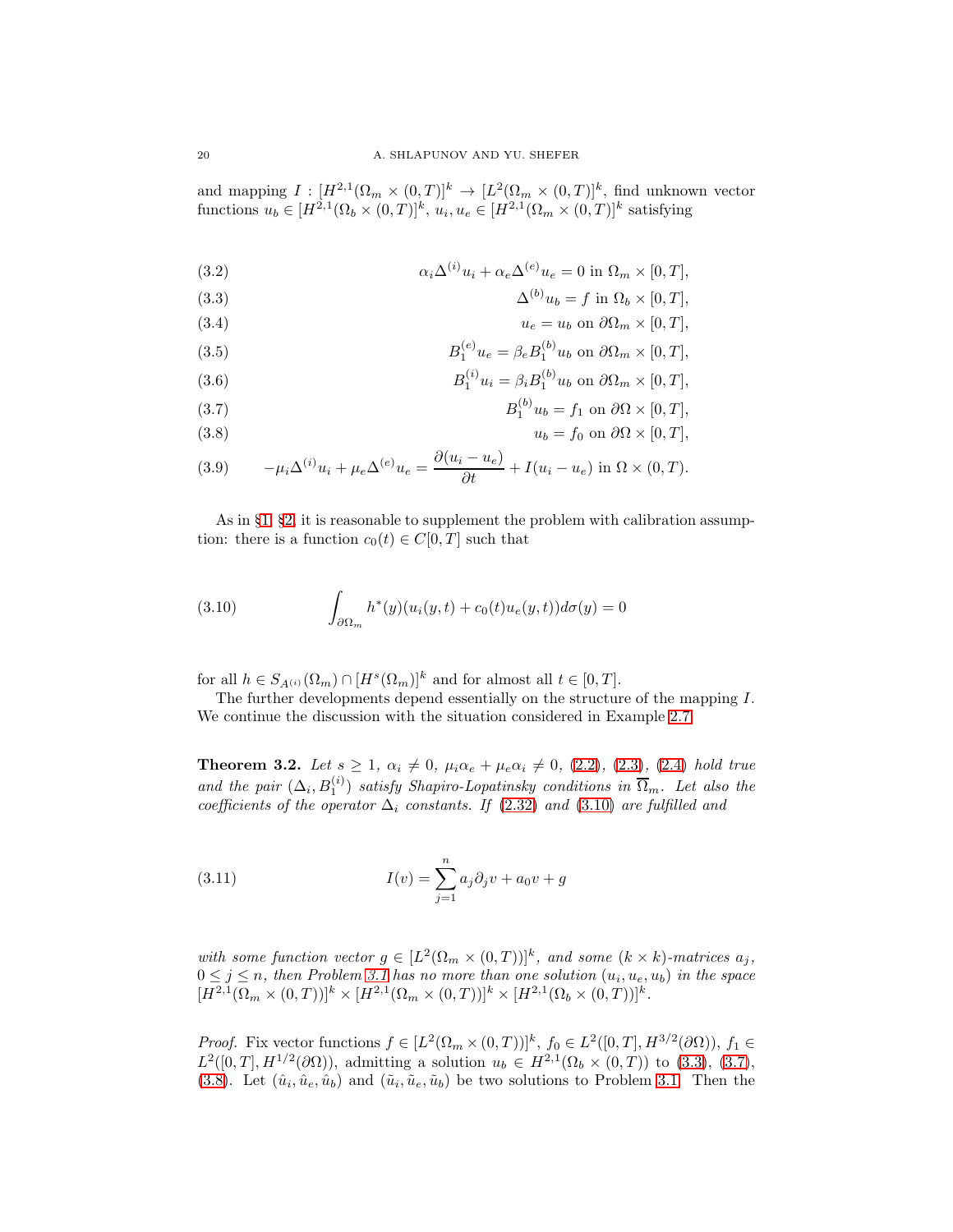and mapping $I : [H^{2,1}(\Omega_m \times (0,T)]^k \to [L^2(\Omega_m \times (0,T)]^k$, find unknown vector functions $u_b \in [H^{2,1}(\Omega_b \times (0,T)]^k$, $u_i, u_e \in [H^{2,1}(\Omega_m \times (0,T)]^k$ satisfying

$$
\begin{aligned}
&(3.2) \qquad && \alpha_i \Delta^{(i)} u_i + \alpha_e \Delta^{(e)} u_e = 0 \text{ in } \Omega_m \times [0,T],\\
&(3.3) && \Delta^{(b)} u_b = f \text{ in } \Omega_b \times [0,T],\\
&(3.4) && u_e = u_b \text{ on } \partial\Omega_m \times [0,T],\\
&(3.5) && B_1^{(e)} u_e = \beta_e B_1^{(b)} u_b \text{ on } \partial\Omega_m \times [0,T],\\
&(3.6) && B_1^{(i)} u_i = \beta_i B_1^{(b)} u_b \text{ on } \partial\Omega_m \times [0,T],\\
&(3.7) && B_1^{(b)} u_b = f_1 \text{ on } \partial\Omega \times [0,T],\\
&(3.8) && u_b = f_0 \text{ on } \partial\Omega \times [0,T],\\
&(3.9) && -\mu_i \Delta^{(i)} u_i + \mu_e \Delta^{(e)} u_e = \frac{\partial (u_i - u_e)}{\partial t} + I(u_i - u_e) \text{ in } \Omega \times (0,T).
\end{aligned}
$$

As in §1, §2, it is reasonable to supplement the problem with calibration assumption: there is a function $c_0(t) \in C[0,T]$ such that

$$
\int_{\partial\Omega_m} h^*(y)(u_i(y,t) + c_0(t) u_e(y,t)) d\sigma(y) = 0 \tag{3.10}
$$

for all $h \in S_{A^{(i)}}(\Omega_m) \cap [H^s(\Omega_m)]^k$ and for almost all $t \in [0,T]$.

The further developments depend essentially on the structure of the mapping $I$. We continue the discussion with the situation considered in Example 2.7.

**Theorem 3.2.** *Let $s \geq 1$, $\alpha_i \neq 0$, $\mu_i \alpha_e + \mu_e \alpha_i \neq 0$, (2.2), (2.3), (2.4) hold true and the pair $(\Delta_i, B_1^{(i)})$ satisfy Shapiro-Lopatinsky conditions in $\overline{\Omega}_m$. Let also the coefficients of the operator $\Delta_i$ constants. If (2.32) and (3.10) are fulfilled and*

$$
I(v) = \sum_{j=1}^n a_j \partial_j v + a_0 v + g \tag{3.11}
$$

*with some function vector $g \in [L^2(\Omega_m \times (0,T))]^k$, and some $(k \times k)$-matrices $a_j$, $0 \leq j \leq n$, then Problem 3.1 has no more than one solution $(u_i, u_e, u_b)$ in the space $[H^{2,1}(\Omega_m \times (0,T))]^k \times [H^{2,1}(\Omega_m \times (0,T))]^k \times [H^{2,1}(\Omega_b \times (0,T))]^k$.*

*Proof.* Fix vector functions $f \in [L^2(\Omega_m \times (0,T))]^k$, $f_0 \in L^2([0,T], H^{3/2}(\partial\Omega))$, $f_1 \in L^2([0,T], H^{1/2}(\partial\Omega))$, admitting a solution $u_b \in H^{2,1}(\Omega_b \times (0,T))$ to (3.3), (3.7), (3.8). Let $(\hat{u}_i, \hat{u}_e, \hat{u}_b)$ and $(\tilde{u}_i, \tilde{u}_e, \tilde{u}_b)$ be two solutions to Problem 3.1. Then the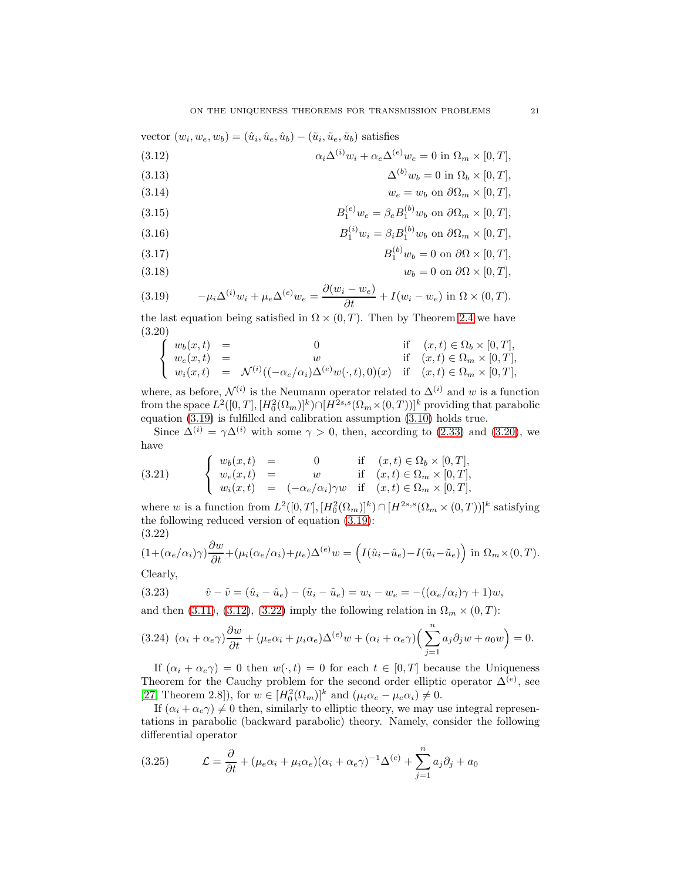vector $(w_i, w_e, w_b) = (\hat{u}_i, \hat{u}_e, \hat{u}_b) - (\tilde{u}_i, \tilde{u}_e, \tilde{u}_b)$ satisfies

$$\alpha_i \Delta^{(i)} w_i + \alpha_e \Delta^{(e)} w_e = 0 \text{ in } \Omega_m \times [0,T], \tag{3.12}$$

$$\Delta^{(b)} w_b = 0 \text{ in } \Omega_b \times [0,T], \tag{3.13}$$

$$w_e = w_b \text{ on } \partial\Omega_m \times [0,T], \tag{3.14}$$

$$B_1^{(e)} w_e = \beta_e B_1^{(b)} w_b \text{ on } \partial\Omega_m \times [0,T], \tag{3.15}$$

$$B_1^{(i)} w_i = \beta_i B_1^{(b)} w_b \text{ on } \partial\Omega_m \times [0,T], \tag{3.16}$$

$$B_1^{(b)} w_b = 0 \text{ on } \partial\Omega \times [0,T], \tag{3.17}$$

$$w_b = 0 \text{ on } \partial\Omega \times [0,T], \tag{3.18}$$

$$-\mu_i \Delta^{(i)} w_i + \mu_e \Delta^{(e)} w_e = \frac{\partial (w_i - w_e)}{\partial t} + I(w_i - w_e) \text{ in } \Omega \times (0,T). \tag{3.19}$$

the last equation being satisfied in $\Omega \times (0,T)$. Then by Theorem 2.4 we have

$$\left\{ \begin{array}{lllll} w_b(x,t) & = & 0 & \text{if} & (x,t) \in \Omega_b \times [0,T], \\ w_e(x,t) & = & w & \text{if} & (x,t) \in \Omega_m \times [0,T], \\ w_i(x,t) & = & \mathcal{N}^{(i)}((-\alpha_e/\alpha_i)\Delta^{(e)} w(\cdot,t), 0)(x) & \text{if} & (x,t) \in \Omega_m \times [0,T], \end{array} \right. \tag{3.20}$$

where, as before, $\mathcal{N}^{(i)}$ is the Neumann operator related to $\Delta^{(i)}$ and $w$ is a function from the space $L^2([0,T],[H^2_0(\Omega_m)]^k) \cap [H^{2s,s}(\Omega_m \times (0,T))]^k$ providing that parabolic equation (3.19) is fulfilled and calibration assumption (3.10) holds true.

Since $\Delta^{(i)} = \gamma \Delta^{(i)}$ with some $\gamma > 0$, then, according to (2.33) and (3.20), we have

$$\left\{ \begin{array}{lllll} w_b(x,t) & = & 0 & \text{if} & (x,t) \in \Omega_b \times [0,T], \\ w_e(x,t) & = & w & \text{if} & (x,t) \in \Omega_m \times [0,T], \\ w_i(x,t) & = & (-\alpha_e/\alpha_i)\gamma w & \text{if} & (x,t) \in \Omega_m \times [0,T], \end{array} \right. \tag{3.21}$$

where $w$ is a function from $L^2([0,T],[H^2_0(\Omega_m)]^k) \cap [H^{2s,s}(\Omega_m \times (0,T))]^k$ satisfying the following reduced version of equation (3.19):

$$(1+(\alpha_e/\alpha_i)\gamma)\frac{\partial w}{\partial t} + (\mu_i(\alpha_e/\alpha_i)+\mu_e)\Delta^{(e)} w = \Big(I(\hat{u}_i - \hat{u}_e) - I(\tilde{u}_i - \tilde{u}_e)\Big) \text{ in } \Omega_m \times (0,T). \tag{3.22}$$

Clearly,

$$\hat{v} - \tilde{v} = (\hat{u}_i - \hat{u}_e) - (\tilde{u}_i - \tilde{u}_e) = w_i - w_e = -((\alpha_e/\alpha_i)\gamma + 1)w, \tag{3.23}$$

and then (3.11), (3.12), (3.22) imply the following relation in $\Omega_m \times (0,T)$:

$$(\alpha_i + \alpha_e \gamma)\frac{\partial w}{\partial t} + (\mu_e \alpha_i + \mu_i \alpha_e)\Delta^{(e)} w + (\alpha_i + \alpha_e \gamma)\Big(\sum_{j=1}^n a_j \partial_j w + a_0 w\Big) = 0. \tag{3.24}$$

If $(\alpha_i + \alpha_e \gamma) = 0$ then $w(\cdot,t) = 0$ for each $t \in [0,T]$ because the Uniqueness Theorem for the Cauchy problem for the second order elliptic operator $\Delta^{(e)}$, see [27, Theorem 2.8]), for $w \in [H^2_0(\Omega_m)]^k$ and $(\mu_i \alpha_e - \mu_e \alpha_i) \neq 0$.

If $(\alpha_i + \alpha_e \gamma) \neq 0$ then, similarly to elliptic theory, we may use integral representations in parabolic (backward parabolic) theory. Namely, consider the following differential operator

$$\mathcal{L} = \frac{\partial}{\partial t} + (\mu_e \alpha_i + \mu_i \alpha_e)(\alpha_i + \alpha_e \gamma)^{-1}\Delta^{(e)} + \sum_{j=1}^n a_j \partial_j + a_0 \tag{3.25}$$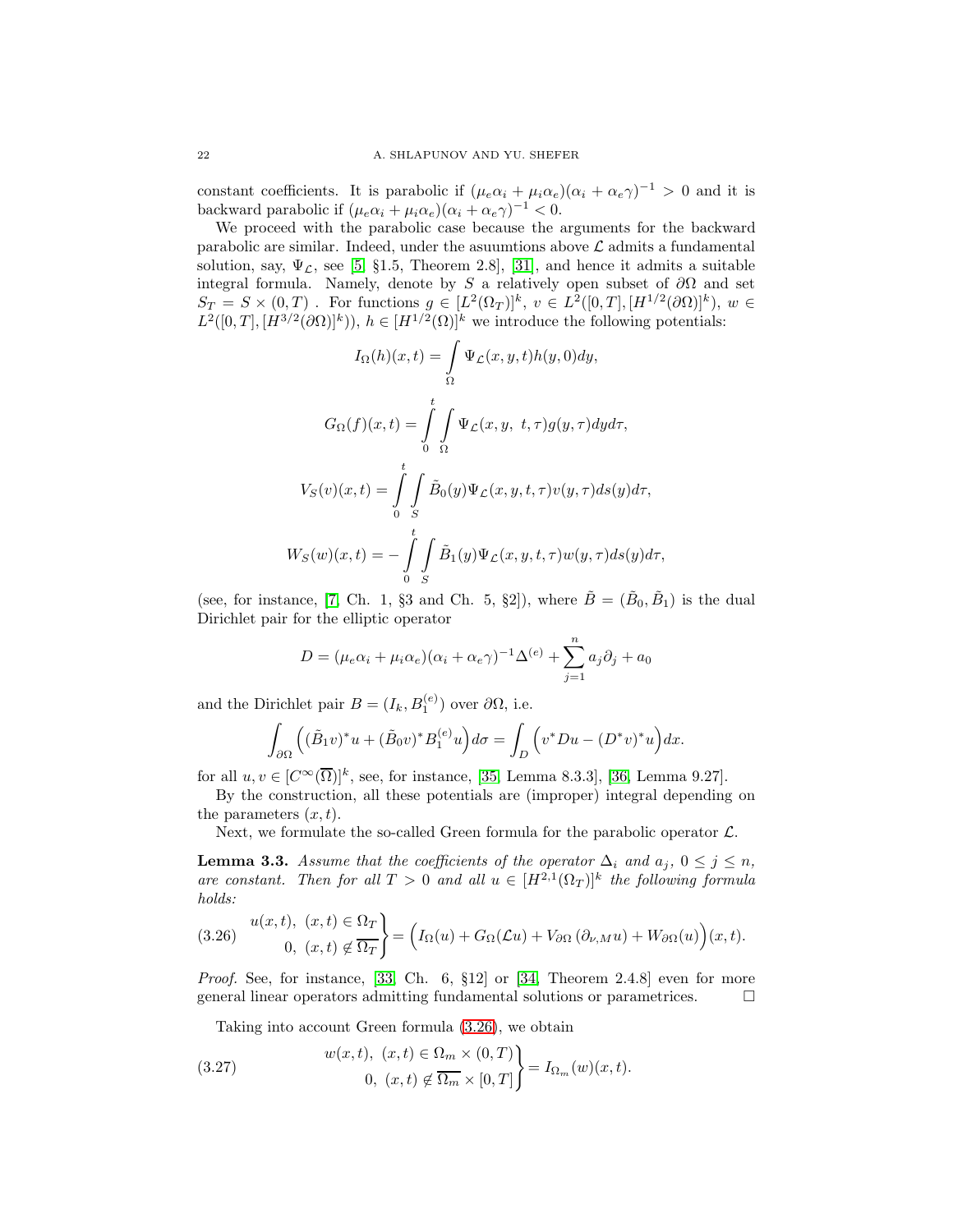constant coefficients. It is parabolic if $(\mu_e\alpha_i + \mu_i\alpha_e)(\alpha_i + \alpha_e\gamma)^{-1} > 0$ and it is backward parabolic if $(\mu_e\alpha_i + \mu_i\alpha_e)(\alpha_i + \alpha_e\gamma)^{-1} < 0$.

We proceed with the parabolic case because the arguments for the backward parabolic are similar. Indeed, under the asuumtions above $\mathcal{L}$ admits a fundamental solution, say, $\Psi_{\mathcal{L}}$, see [5, §1.5, Theorem 2.8], [31], and hence it admits a suitable integral formula. Namely, denote by $S$ a relatively open subset of $\partial\Omega$ and set $S_T = S \times (0,T)$ . For functions $g \in [L^2(\Omega_T)]^k$, $v \in L^2([0,T],[H^{1/2}(\partial\Omega)]^k)$, $w \in L^2([0,T],[H^{3/2}(\partial\Omega)]^k))$, $h \in [H^{1/2}(\Omega)]^k$ we introduce the following potentials:

$$I_\Omega(h)(x,t) = \int\limits_\Omega \Psi_{\mathcal{L}}(x,y,t)h(y,0)dy,$$

$$G_\Omega(f)(x,t) = \int\limits_0^t \int\limits_\Omega \Psi_{\mathcal{L}}(x,y,\ t,\tau)g(y,\tau)dyd\tau,$$

$$V_S(v)(x,t) = \int\limits_0^t \int\limits_S \tilde{B}_0(y)\Psi_{\mathcal{L}}(x,y,t,\tau)v(y,\tau)ds(y)d\tau,$$

$$W_S(w)(x,t) = -\int\limits_0^t \int\limits_S \tilde{B}_1(y)\Psi_{\mathcal{L}}(x,y,t,\tau)w(y,\tau)ds(y)d\tau,$$

(see, for instance, [7, Ch. 1, §3 and Ch. 5, §2]), where $\tilde{B} = (\tilde{B}_0, \tilde{B}_1)$ is the dual Dirichlet pair for the elliptic operator

$$D = (\mu_e\alpha_i + \mu_i\alpha_e)(\alpha_i + \alpha_e\gamma)^{-1}\Delta^{(e)} + \sum_{j=1}^n a_j\partial_j + a_0$$

and the Dirichlet pair $B = (I_k, B_1^{(e)})$ over $\partial\Omega$, i.e.

$$\int_{\partial\Omega} \Big( (\tilde{B}_1 v)^* u + (\tilde{B}_0 v)^* B_1^{(e)} u \Big) d\sigma = \int_D \Big( v^* D u - (D^* v)^* u \Big) dx.$$

for all $u, v \in [C^\infty(\overline{\Omega})]^k$, see, for instance, [35, Lemma 8.3.3], [36, Lemma 9.27].

By the construction, all these potentials are (improper) integral depending on the parameters $(x,t)$.

Next, we formulate the so-called Green formula for the parabolic operator $\mathcal{L}$.

**Lemma 3.3.** *Assume that the coefficients of the operator $\Delta_i$ and $a_j$, $0 \le j \le n$, are constant. Then for all $T > 0$ and all $u \in [H^{2,1}(\Omega_T)]^k$ the following formula holds:*

$$\left.\begin{array}{r} u(x,t),\ (x,t) \in \Omega_T \\ 0,\ (x,t) \notin \overline{\Omega_T} \end{array}\right\} = \Big( I_\Omega(u) + G_\Omega(\mathcal{L}u) + V_{\partial\Omega}\left(\partial_{\nu,M} u\right) + W_{\partial\Omega}(u) \Big)(x,t). \tag{3.26}$$

*Proof.* See, for instance, [33, Ch. 6, §12] or [34, Theorem 2.4.8] even for more general linear operators admitting fundamental solutions or parametrices. $\square$

Taking into account Green formula (3.26), we obtain

$$\left.\begin{array}{r} w(x,t),\ (x,t) \in \Omega_m \times (0,T) \\ 0,\ (x,t) \notin \overline{\Omega_m} \times [0,T] \end{array}\right\} = I_{\Omega_m}(w)(x,t). \tag{3.27}$$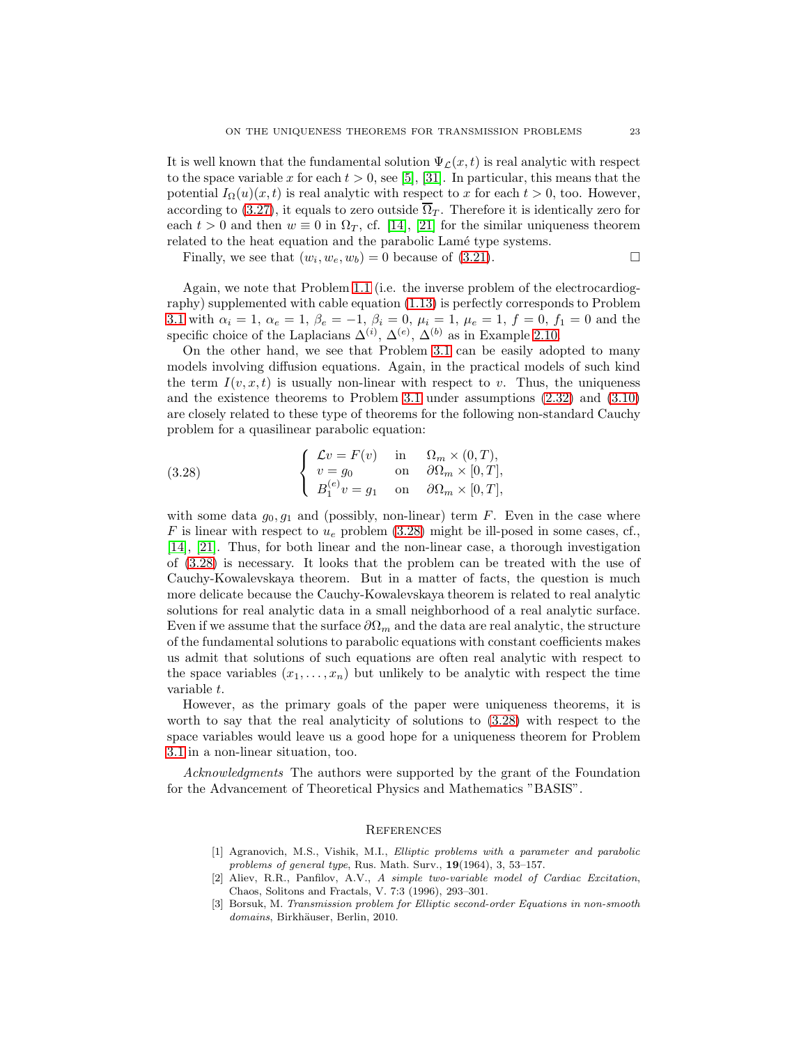It is well known that the fundamental solution $\Psi_{\mathcal{L}}(x,t)$ is real analytic with respect to the space variable $x$ for each $t > 0$, see [5], [31]. In particular, this means that the potential $I_\Omega(u)(x,t)$ is real analytic with respect to $x$ for each $t > 0$, too. However, according to (3.27), it equals to zero outside $\overline{\Omega}_T$. Therefore it is identically zero for each $t > 0$ and then $w \equiv 0$ in $\Omega_T$, cf. [14], [21] for the similar uniqueness theorem related to the heat equation and the parabolic Lamé type systems.

Finally, we see that $(w_i, w_e, w_b) = 0$ because of (3.21). □

Again, we note that Problem 1.1 (i.e. the inverse problem of the electrocardiography) supplemented with cable equation (1.13) is perfectly corresponds to Problem 3.1 with $\alpha_i = 1$, $\alpha_e = 1$, $\beta_e = -1$, $\beta_i = 0$, $\mu_i = 1$, $\mu_e = 1$, $f = 0$, $f_1 = 0$ and the specific choice of the Laplacians $\Delta^{(i)}$, $\Delta^{(e)}$, $\Delta^{(b)}$ as in Example 2.10.

On the other hand, we see that Problem 3.1 can be easily adopted to many models involving diffusion equations. Again, in the practical models of such kind the term $I(v,x,t)$ is usually non-linear with respect to $v$. Thus, the uniqueness and the existence theorems to Problem 3.1 under assumptions (2.32) and (3.10) are closely related to these type of theorems for the following non-standard Cauchy problem for a quasilinear parabolic equation:

$$
\left\{
\begin{array}{lll}
\mathcal{L}v = F(v) & \text{in} & \Omega_m \times (0,T), \\
v = g_0 & \text{on} & \partial\Omega_m \times [0,T], \\
B_1^{(e)} v = g_1 & \text{on} & \partial\Omega_m \times [0,T],
\end{array}
\right.
\tag{3.28}
$$

with some data $g_0, g_1$ and (possibly, non-linear) term $F$. Even in the case where $F$ is linear with respect to $u_e$ problem (3.28) might be ill-posed in some cases, cf., [14], [21]. Thus, for both linear and the non-linear case, a thorough investigation of (3.28) is necessary. It looks that the problem can be treated with the use of Cauchy-Kowalevskaya theorem. But in a matter of facts, the question is much more delicate because the Cauchy-Kowalevskaya theorem is related to real analytic solutions for real analytic data in a small neighborhood of a real analytic surface. Even if we assume that the surface $\partial\Omega_m$ and the data are real analytic, the structure of the fundamental solutions to parabolic equations with constant coefficients makes us admit that solutions of such equations are often real analytic with respect to the space variables $(x_1, \dots, x_n)$ but unlikely to be analytic with respect the time variable $t$.

However, as the primary goals of the paper were uniqueness theorems, it is worth to say that the real analyticity of solutions to (3.28) with respect to the space variables would leave us a good hope for a uniqueness theorem for Problem 3.1 in a non-linear situation, too.

*Acknowledgments* The authors were supported by the grant of the Foundation for the Advancement of Theoretical Physics and Mathematics "BASIS".

## References

[1] Agranovich, M.S., Vishik, M.I., *Elliptic problems with a parameter and parabolic problems of general type*, Rus. Math. Surv., **19**(1964), 3, 53–157.

[2] Aliev, R.R., Panfilov, A.V., *A simple two-variable model of Cardiac Excitation*, Chaos, Solitons and Fractals, V. 7:3 (1996), 293–301.

[3] Borsuk, M. *Transmission problem for Elliptic second-order Equations in non-smooth domains*, Birkhäuser, Berlin, 2010.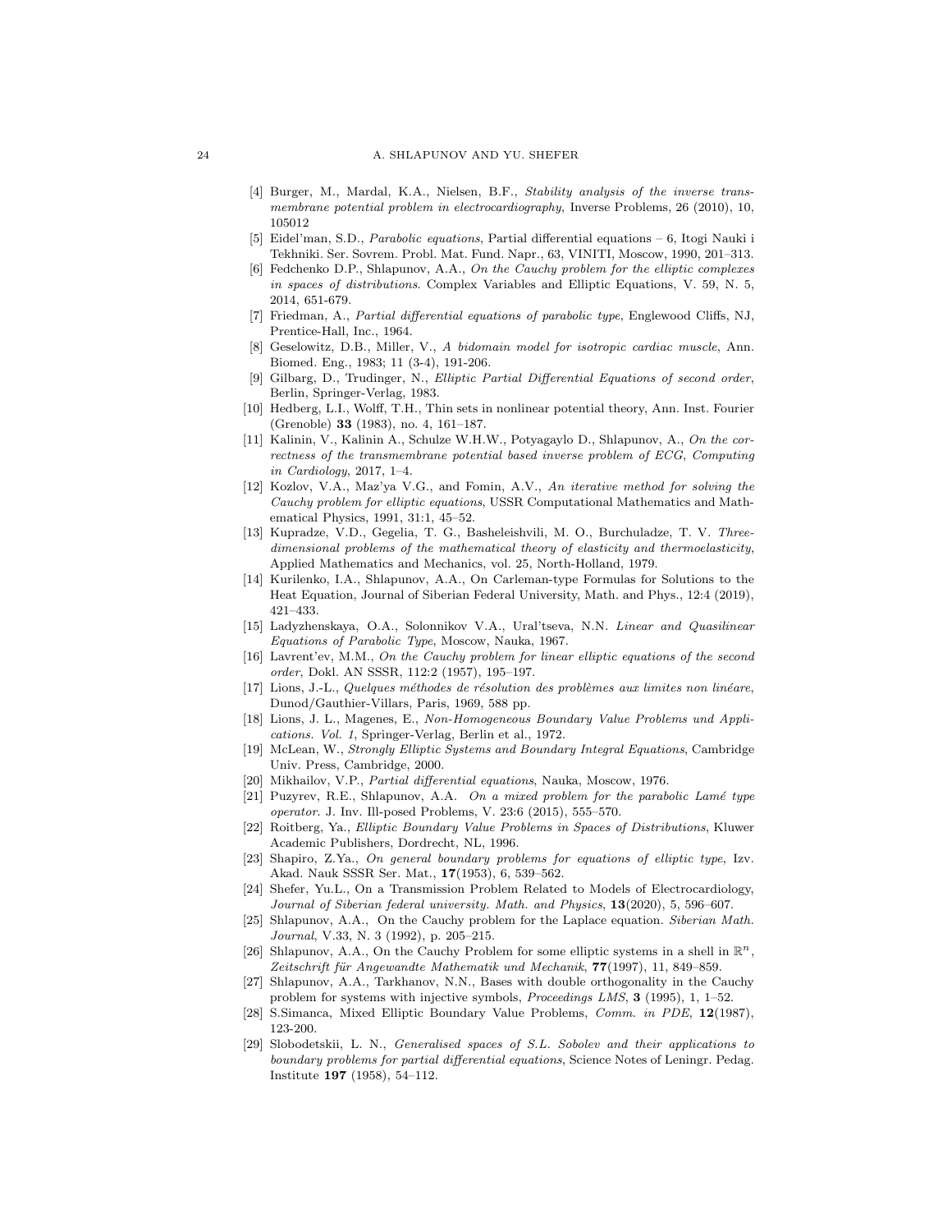[4] Burger, M., Mardal, K.A., Nielsen, B.F., *Stability analysis of the inverse transmembrane potential problem in electrocardiography*, Inverse Problems, 26 (2010), 10, 105012

[5] Eidel'man, S.D., *Parabolic equations*, Partial differential equations – 6, Itogi Nauki i Tekhniki. Ser. Sovrem. Probl. Mat. Fund. Napr., 63, VINITI, Moscow, 1990, 201–313.

[6] Fedchenko D.P., Shlapunov, A.A., *On the Cauchy problem for the elliptic complexes in spaces of distributions*. Complex Variables and Elliptic Equations, V. 59, N. 5, 2014, 651-679.

[7] Friedman, A., *Partial differential equations of parabolic type*, Englewood Cliffs, NJ, Prentice-Hall, Inc., 1964.

[8] Geselowitz, D.B., Miller, V., *A bidomain model for isotropic cardiac muscle*, Ann. Biomed. Eng., 1983; 11 (3-4), 191-206.

[9] Gilbarg, D., Trudinger, N., *Elliptic Partial Differential Equations of second order*, Berlin, Springer-Verlag, 1983.

[10] Hedberg, L.I., Wolff, T.H., Thin sets in nonlinear potential theory, Ann. Inst. Fourier (Grenoble) **33** (1983), no. 4, 161–187.

[11] Kalinin, V., Kalinin A., Schulze W.H.W., Potyagaylo D., Shlapunov, A., *On the correctness of the transmembrane potential based inverse problem of ECG*, *Computing in Cardiology*, 2017, 1–4.

[12] Kozlov, V.A., Maz'ya V.G., and Fomin, A.V., *An iterative method for solving the Cauchy problem for elliptic equations*, USSR Computational Mathematics and Mathematical Physics, 1991, 31:1, 45–52.

[13] Kupradze, V.D., Gegelia, T. G., Basheleishvili, M. O., Burchuladze, T. V. *Three-dimensional problems of the mathematical theory of elasticity and thermoelasticity*, Applied Mathematics and Mechanics, vol. 25, North-Holland, 1979.

[14] Kurilenko, I.A., Shlapunov, A.A., On Carleman-type Formulas for Solutions to the Heat Equation, Journal of Siberian Federal University, Math. and Phys., 12:4 (2019), 421–433.

[15] Ladyzhenskaya, O.A., Solonnikov V.A., Ural'tseva, N.N. *Linear and Quasilinear Equations of Parabolic Type*, Moscow, Nauka, 1967.

[16] Lavrent'ev, M.M., *On the Cauchy problem for linear elliptic equations of the second order*, Dokl. AN SSSR, 112:2 (1957), 195–197.

[17] Lions, J.-L., *Quelques méthodes de résolution des problèmes aux limites non linéare*, Dunod/Gauthier-Villars, Paris, 1969, 588 pp.

[18] Lions, J. L., Magenes, E., *Non-Homogeneous Boundary Value Problems und Applications. Vol. 1*, Springer-Verlag, Berlin et al., 1972.

[19] McLean, W., *Strongly Elliptic Systems and Boundary Integral Equations*, Cambridge Univ. Press, Cambridge, 2000.

[20] Mikhailov, V.P., *Partial differential equations*, Nauka, Moscow, 1976.

[21] Puzyrev, R.E., Shlapunov, A.A. *On a mixed problem for the parabolic Lamé type operator*. J. Inv. Ill-posed Problems, V. 23:6 (2015), 555–570.

[22] Roitberg, Ya., *Elliptic Boundary Value Problems in Spaces of Distributions*, Kluwer Academic Publishers, Dordrecht, NL, 1996.

[23] Shapiro, Z.Ya., *On general boundary problems for equations of elliptic type*, Izv. Akad. Nauk SSSR Ser. Mat., **17**(1953), 6, 539–562.

[24] Shefer, Yu.L., On a Transmission Problem Related to Models of Electrocardiology, *Journal of Siberian federal university. Math. and Physics*, **13**(2020), 5, 596–607.

[25] Shlapunov, A.A., On the Cauchy problem for the Laplace equation. *Siberian Math. Journal*, V.33, N. 3 (1992), p. 205–215.

[26] Shlapunov, A.A., On the Cauchy Problem for some elliptic systems in a shell in $\mathbb{R}^n$, *Zeitschrift für Angewandte Mathematik und Mechanik*, **77**(1997), 11, 849–859.

[27] Shlapunov, A.A., Tarkhanov, N.N., Bases with double orthogonality in the Cauchy problem for systems with injective symbols, *Proceedings LMS*, **3** (1995), 1, 1–52.

[28] S.Simanca, Mixed Elliptic Boundary Value Problems, *Comm. in PDE*, **12**(1987), 123-200.

[29] Slobodetskii, L. N., *Generalised spaces of S.L. Sobolev and their applications to boundary problems for partial differential equations*, Science Notes of Leningr. Pedag. Institute **197** (1958), 54–112.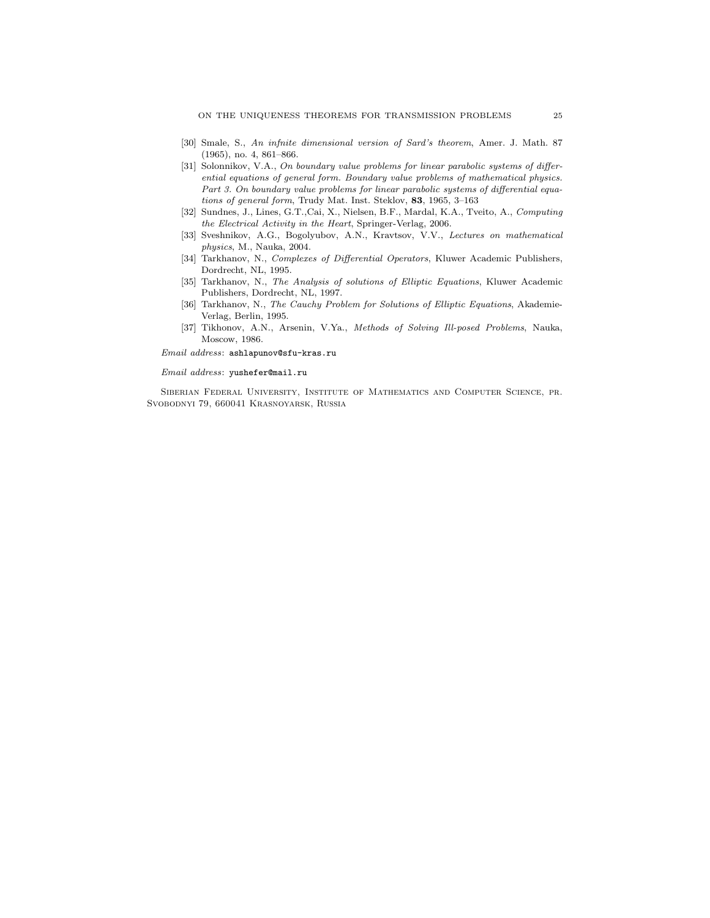[30] Smale, S., *An infnite dimensional version of Sard's theorem*, Amer. J. Math. 87 (1965), no. 4, 861–866.

[31] Solonnikov, V.A., *On boundary value problems for linear parabolic systems of differential equations of general form. Boundary value problems of mathematical physics. Part 3. On boundary value problems for linear parabolic systems of differential equations of general form*, Trudy Mat. Inst. Steklov, **83**, 1965, 3–163

[32] Sundnes, J., Lines, G.T.,Cai, X., Nielsen, B.F., Mardal, K.A., Tveito, A., *Computing the Electrical Activity in the Heart*, Springer-Verlag, 2006.

[33] Sveshnikov, A.G., Bogolyubov, A.N., Kravtsov, V.V., *Lectures on mathematical physics*, M., Nauka, 2004.

[34] Tarkhanov, N., *Complexes of Differential Operators*, Kluwer Academic Publishers, Dordrecht, NL, 1995.

[35] Tarkhanov, N., *The Analysis of solutions of Elliptic Equations*, Kluwer Academic Publishers, Dordrecht, NL, 1997.

[36] Tarkhanov, N., *The Cauchy Problem for Solutions of Elliptic Equations*, Akademie-Verlag, Berlin, 1995.

[37] Tikhonov, A.N., Arsenin, V.Ya., *Methods of Solving Ill-posed Problems*, Nauka, Moscow, 1986.

*Email address*: ashlapunov@sfu-kras.ru

*Email address*: yushefer@mail.ru

Siberian Federal University, Institute of Mathematics and Computer Science, pr. Svobodnyi 79, 660041 Krasnoyarsk, Russia